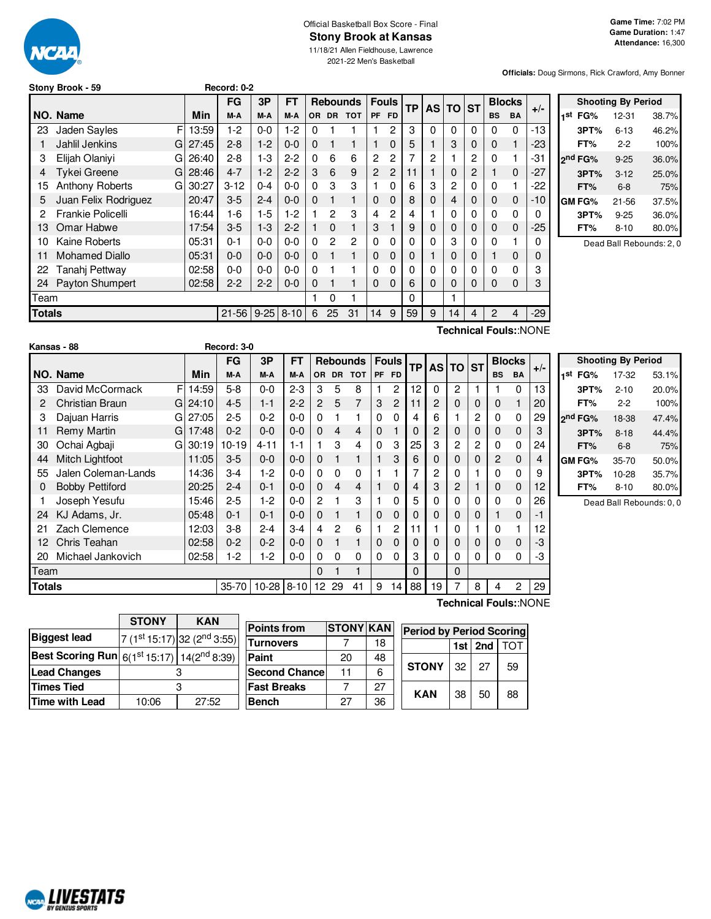Official Basketball Box Score - Final

# Stony Brook at Kansas

11/18/21 Allen Fieldhouse, Lawrence

2021-22 Men's Basketball

**Game Time:** 7:02 PM
**Game Duration:** 1:47
**Attendance:** 16,300

**Officials:** Doug Sirmons, Rick Crawford, Amy Bonner

**Stony Brook - 59** Record: 0-2

| NO. | Name | | Min | FG M-A | 3P M-A | FT M-A | OR | DR | TOT | PF | FD | TP | AS | TO | ST | BS | BA | +/- |
|---|---|---|---|---|---|---|---|---|---|---|---|---|---|---|---|---|---|---|
| 23 | Jaden Sayles | F | 13:59 | 1-2 | 0-0 | 1-2 | 0 | 1 | 1 | 1 | 2 | 3 | 0 | 0 | 0 | 0 | 0 | -13 |
| 1 | Jahlil Jenkins | G | 27:45 | 2-8 | 1-2 | 0-0 | 0 | 1 | 1 | 1 | 0 | 5 | 1 | 3 | 0 | 0 | 1 | -23 |
| 3 | Elijah Olaniyi | G | 26:40 | 2-8 | 1-3 | 2-2 | 0 | 6 | 6 | 2 | 2 | 7 | 2 | 1 | 2 | 0 | 1 | -31 |
| 4 | Tykei Greene | G | 28:46 | 4-7 | 1-2 | 2-2 | 3 | 6 | 9 | 2 | 2 | 11 | 1 | 0 | 2 | 1 | 0 | -27 |
| 15 | Anthony Roberts | G | 30:27 | 3-12 | 0-4 | 0-0 | 0 | 3 | 3 | 1 | 0 | 6 | 3 | 2 | 0 | 0 | 1 | -22 |
| 5 | Juan Felix Rodriguez | | 20:47 | 3-5 | 2-4 | 0-0 | 0 | 1 | 1 | 0 | 0 | 8 | 0 | 4 | 0 | 0 | 0 | -10 |
| 2 | Frankie Policelli | | 16:44 | 1-6 | 1-5 | 1-2 | 1 | 2 | 3 | 4 | 2 | 4 | 1 | 0 | 0 | 0 | 0 | 0 |
| 13 | Omar Habwe | | 17:54 | 3-5 | 1-3 | 2-2 | 1 | 0 | 1 | 3 | 1 | 9 | 0 | 0 | 0 | 0 | 0 | -25 |
| 10 | Kaine Roberts | | 05:31 | 0-1 | 0-0 | 0-0 | 0 | 2 | 2 | 0 | 0 | 0 | 0 | 3 | 0 | 0 | 1 | 0 |
| 11 | Mohamed Diallo | | 05:31 | 0-0 | 0-0 | 0-0 | 0 | 1 | 1 | 0 | 0 | 0 | 1 | 0 | 0 | 1 | 0 | 0 |
| 22 | Tanahj Pettway | | 02:58 | 0-0 | 0-0 | 0-0 | 0 | 1 | 1 | 0 | 0 | 0 | 0 | 0 | 0 | 0 | 0 | 3 |
| 24 | Payton Shumpert | | 02:58 | 2-2 | 2-2 | 0-0 | 0 | 1 | 1 | 0 | 0 | 6 | 0 | 0 | 0 | 0 | 0 | 3 |
| | Team | | | | | | 1 | 0 | 1 | | | 0 | | 1 | | | | |
| | **Totals** | | | 21-56 | 9-25 | 8-10 | 6 | 25 | 31 | 14 | 9 | 59 | 9 | 14 | 4 | 2 | 4 | -29 |

Technical Fouls::NONE

| Shooting By Period | | |
|---|---|---|
| 1st FG% | 12-31 | 38.7% |
| 3PT% | 6-13 | 46.2% |
| FT% | 2-2 | 100% |
| 2nd FG% | 9-25 | 36.0% |
| 3PT% | 3-12 | 25.0% |
| FT% | 6-8 | 75% |
| GM FG% | 21-56 | 37.5% |
| 3PT% | 9-25 | 36.0% |
| FT% | 8-10 | 80.0% |

Dead Ball Rebounds: 2, 0

**Kansas - 88** Record: 3-0

| NO. | Name | | Min | FG M-A | 3P M-A | FT M-A | OR | DR | TOT | PF | FD | TP | AS | TO | ST | BS | BA | +/- |
|---|---|---|---|---|---|---|---|---|---|---|---|---|---|---|---|---|---|---|
| 33 | David McCormack | F | 14:59 | 5-8 | 0-0 | 2-3 | 3 | 5 | 8 | 1 | 2 | 12 | 0 | 2 | 1 | 1 | 0 | 13 |
| 2 | Christian Braun | G | 24:10 | 4-5 | 1-1 | 2-2 | 2 | 5 | 7 | 3 | 2 | 11 | 2 | 0 | 0 | 0 | 1 | 20 |
| 3 | Dajuan Harris | G | 27:05 | 2-5 | 0-2 | 0-0 | 0 | 1 | 1 | 0 | 0 | 4 | 6 | 1 | 2 | 0 | 0 | 29 |
| 11 | Remy Martin | G | 17:48 | 0-2 | 0-0 | 0-0 | 0 | 4 | 4 | 0 | 1 | 0 | 2 | 0 | 0 | 0 | 0 | 3 |
| 30 | Ochai Agbaji | G | 30:19 | 10-19 | 4-11 | 1-1 | 1 | 3 | 4 | 0 | 3 | 25 | 3 | 2 | 2 | 0 | 0 | 24 |
| 44 | Mitch Lightfoot | | 11:05 | 3-5 | 0-0 | 0-0 | 0 | 1 | 1 | 1 | 3 | 6 | 0 | 0 | 0 | 2 | 0 | 4 |
| 55 | Jalen Coleman-Lands | | 14:36 | 3-4 | 1-2 | 0-0 | 0 | 0 | 0 | 1 | 1 | 7 | 2 | 0 | 1 | 0 | 0 | 9 |
| 0 | Bobby Pettiford | | 20:25 | 2-4 | 0-1 | 0-0 | 0 | 4 | 4 | 1 | 0 | 4 | 3 | 2 | 1 | 0 | 0 | 12 |
| 1 | Joseph Yesufu | | 15:46 | 2-5 | 1-2 | 0-0 | 2 | 1 | 3 | 1 | 0 | 5 | 0 | 0 | 0 | 0 | 0 | 26 |
| 24 | KJ Adams, Jr. | | 05:48 | 0-1 | 0-1 | 0-0 | 0 | 1 | 1 | 0 | 0 | 0 | 0 | 0 | 0 | 1 | 0 | -1 |
| 21 | Zach Clemence | | 12:03 | 3-8 | 2-4 | 3-4 | 4 | 2 | 6 | 1 | 2 | 11 | 1 | 0 | 1 | 0 | 1 | 12 |
| 12 | Chris Teahan | | 02:58 | 0-2 | 0-2 | 0-0 | 0 | 1 | 1 | 0 | 0 | 0 | 0 | 0 | 0 | 0 | 0 | -3 |
| 20 | Michael Jankovich | | 02:58 | 1-2 | 1-2 | 0-0 | 0 | 0 | 0 | 0 | 0 | 3 | 0 | 0 | 0 | 0 | 0 | -3 |
| | Team | | | | | | 0 | 1 | 1 | | | 0 | | 0 | | | | |
| | **Totals** | | | 35-70 | 10-28 | 8-10 | 12 | 29 | 41 | 9 | 14 | 88 | 19 | 7 | 8 | 4 | 2 | 29 |

Technical Fouls::NONE

| Shooting By Period | | |
|---|---|---|
| 1st FG% | 17-32 | 53.1% |
| 3PT% | 2-10 | 20.0% |
| FT% | 2-2 | 100% |
| 2nd FG% | 18-38 | 47.4% |
| 3PT% | 8-18 | 44.4% |
| FT% | 6-8 | 75% |
| GM FG% | 35-70 | 50.0% |
| 3PT% | 10-28 | 35.7% |
| FT% | 8-10 | 80.0% |

Dead Ball Rebounds: 0, 0

| | STONY | KAN |
|---|---|---|
| Biggest lead | 7 (1st 15:17) | 32 (2nd 3:55) |
| Best Scoring Run | 6(1st 15:17) | 14(2nd 8:39) |
| Lead Changes | 3 | |
| Times Tied | 3 | |
| Time with Lead | 10:06 | 27:52 |

| Points from | STONY | KAN |
|---|---|---|
| Turnovers | 7 | 18 |
| Paint | 20 | 48 |
| Second Chance | 11 | 6 |
| Fast Breaks | 7 | 27 |
| Bench | 27 | 36 |

| Period by Period Scoring | 1st | 2nd | TOT |
|---|---|---|---|
| STONY | 32 | 27 | 59 |
| KAN | 38 | 50 | 88 |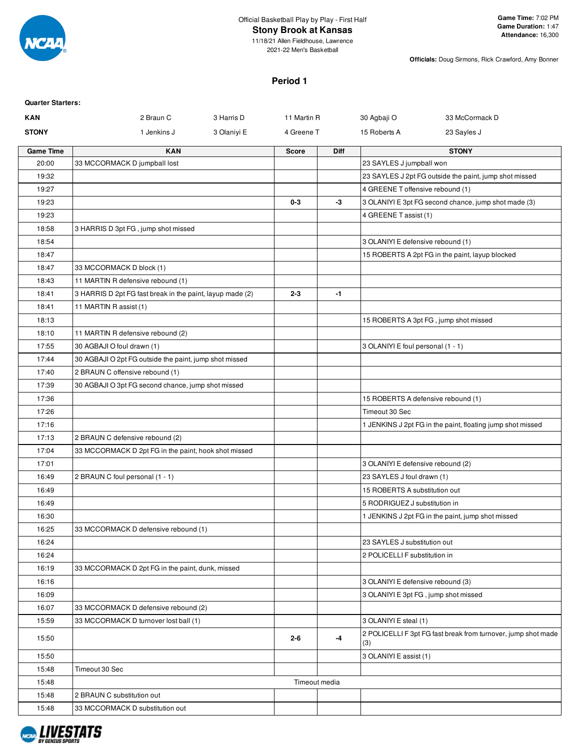Official Basketball Play by Play - First Half

# Stony Brook at Kansas

11/18/21 Allen Fieldhouse, Lawrence

2021-22 Men's Basketball

**Game Time:** 7:02 PM
**Game Duration:** 1:47
**Attendance:** 16,300

**Officials:** Doug Sirmons, Rick Crawford, Amy Bonner

## Period 1

**Quarter Starters:**

| | | | | | |
|---|---|---|---|---|---|
| **KAN** | 2 Braun C | 3 Harris D | 11 Martin R | 30 Agbaji O | 33 McCormack D |
| **STONY** | 1 Jenkins J | 3 Olaniyi E | 4 Greene T | 15 Roberts A | 23 Sayles J |

| Game Time | KAN | Score | Diff | STONY |
|---|---|---|---|---|
| 20:00 | 33 MCCORMACK D jumpball lost | | | 23 SAYLES J jumpball won |
| 19:32 | | | | 23 SAYLES J 2pt FG outside the paint, jump shot missed |
| 19:27 | | | | 4 GREENE T offensive rebound (1) |
| 19:23 | | 0-3 | -3 | 3 OLANIYI E 3pt FG second chance, jump shot made (3) |
| 19:23 | | | | 4 GREENE T assist (1) |
| 18:58 | 3 HARRIS D 3pt FG , jump shot missed | | | |
| 18:54 | | | | 3 OLANIYI E defensive rebound (1) |
| 18:47 | | | | 15 ROBERTS A 2pt FG in the paint, layup blocked |
| 18:47 | 33 MCCORMACK D block (1) | | | |
| 18:43 | 11 MARTIN R defensive rebound (1) | | | |
| 18:41 | 3 HARRIS D 2pt FG fast break in the paint, layup made (2) | 2-3 | -1 | |
| 18:41 | 11 MARTIN R assist (1) | | | |
| 18:13 | | | | 15 ROBERTS A 3pt FG , jump shot missed |
| 18:10 | 11 MARTIN R defensive rebound (2) | | | |
| 17:55 | 30 AGBAJI O foul drawn (1) | | | 3 OLANIYI E foul personal (1 - 1) |
| 17:44 | 30 AGBAJI O 2pt FG outside the paint, jump shot missed | | | |
| 17:40 | 2 BRAUN C offensive rebound (1) | | | |
| 17:39 | 30 AGBAJI O 3pt FG second chance, jump shot missed | | | |
| 17:36 | | | | 15 ROBERTS A defensive rebound (1) |
| 17:26 | | | | Timeout 30 Sec |
| 17:16 | | | | 1 JENKINS J 2pt FG in the paint, floating jump shot missed |
| 17:13 | 2 BRAUN C defensive rebound (2) | | | |
| 17:04 | 33 MCCORMACK D 2pt FG in the paint, hook shot missed | | | |
| 17:01 | | | | 3 OLANIYI E defensive rebound (2) |
| 16:49 | 2 BRAUN C foul personal (1 - 1) | | | 23 SAYLES J foul drawn (1) |
| 16:49 | | | | 15 ROBERTS A substitution out |
| 16:49 | | | | 5 RODRIGUEZ J substitution in |
| 16:30 | | | | 1 JENKINS J 2pt FG in the paint, jump shot missed |
| 16:25 | 33 MCCORMACK D defensive rebound (1) | | | |
| 16:24 | | | | 23 SAYLES J substitution out |
| 16:24 | | | | 2 POLICELLI F substitution in |
| 16:19 | 33 MCCORMACK D 2pt FG in the paint, dunk, missed | | | |
| 16:16 | | | | 3 OLANIYI E defensive rebound (3) |
| 16:09 | | | | 3 OLANIYI E 3pt FG , jump shot missed |
| 16:07 | 33 MCCORMACK D defensive rebound (2) | | | |
| 15:59 | 33 MCCORMACK D turnover lost ball (1) | | | 3 OLANIYI E steal (1) |
| 15:50 | | 2-6 | -4 | 2 POLICELLI F 3pt FG fast break from turnover, jump shot made (3) |
| 15:50 | | | | 3 OLANIYI E assist (1) |
| 15:48 | Timeout 30 Sec | | | |
| 15:48 | | Timeout media | | |
| 15:48 | 2 BRAUN C substitution out | | | |
| 15:48 | 33 MCCORMACK D substitution out | | | |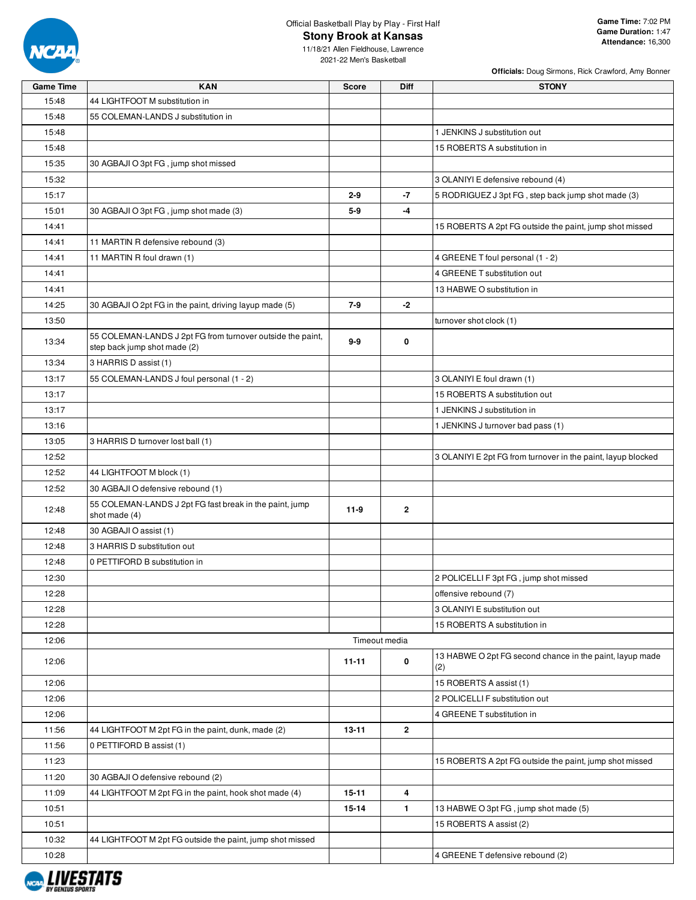Official Basketball Play by Play - First Half

# Stony Brook at Kansas

11/18/21 Allen Fieldhouse, Lawrence
2021-22 Men's Basketball

**Game Time:** 7:02 PM
**Game Duration:** 1:47
**Attendance:** 16,300

**Officials:** Doug Sirmons, Rick Crawford, Amy Bonner

| Game Time | KAN | Score | Diff | STONY |
|---|---|---|---|---|
| 15:48 | 44 LIGHTFOOT M substitution in | | | |
| 15:48 | 55 COLEMAN-LANDS J substitution in | | | |
| 15:48 | | | | 1 JENKINS J substitution out |
| 15:48 | | | | 15 ROBERTS A substitution in |
| 15:35 | 30 AGBAJI O 3pt FG , jump shot missed | | | |
| 15:32 | | | | 3 OLANIYI E defensive rebound (4) |
| 15:17 | | 2-9 | -7 | 5 RODRIGUEZ J 3pt FG , step back jump shot made (3) |
| 15:01 | 30 AGBAJI O 3pt FG , jump shot made (3) | 5-9 | -4 | |
| 14:41 | | | | 15 ROBERTS A 2pt FG outside the paint, jump shot missed |
| 14:41 | 11 MARTIN R defensive rebound (3) | | | |
| 14:41 | 11 MARTIN R foul drawn (1) | | | 4 GREENE T foul personal (1 - 2) |
| 14:41 | | | | 4 GREENE T substitution out |
| 14:41 | | | | 13 HABWE O substitution in |
| 14:25 | 30 AGBAJI O 2pt FG in the paint, driving layup made (5) | 7-9 | -2 | |
| 13:50 | | | | turnover shot clock (1) |
| 13:34 | 55 COLEMAN-LANDS J 2pt FG from turnover outside the paint, step back jump shot made (2) | 9-9 | 0 | |
| 13:34 | 3 HARRIS D assist (1) | | | |
| 13:17 | 55 COLEMAN-LANDS J foul personal (1 - 2) | | | 3 OLANIYI E foul drawn (1) |
| 13:17 | | | | 15 ROBERTS A substitution out |
| 13:17 | | | | 1 JENKINS J substitution in |
| 13:16 | | | | 1 JENKINS J turnover bad pass (1) |
| 13:05 | 3 HARRIS D turnover lost ball (1) | | | |
| 12:52 | | | | 3 OLANIYI E 2pt FG from turnover in the paint, layup blocked |
| 12:52 | 44 LIGHTFOOT M block (1) | | | |
| 12:52 | 30 AGBAJI O defensive rebound (1) | | | |
| 12:48 | 55 COLEMAN-LANDS J 2pt FG fast break in the paint, jump shot made (4) | 11-9 | 2 | |
| 12:48 | 30 AGBAJI O assist (1) | | | |
| 12:48 | 3 HARRIS D substitution out | | | |
| 12:48 | 0 PETTIFORD B substitution in | | | |
| 12:30 | | | | 2 POLICELLI F 3pt FG , jump shot missed |
| 12:28 | | | | offensive rebound (7) |
| 12:28 | | | | 3 OLANIYI E substitution out |
| 12:28 | | | | 15 ROBERTS A substitution in |
| 12:06 | Timeout media | | | |
| 12:06 | | 11-11 | 0 | 13 HABWE O 2pt FG second chance in the paint, layup made (2) |
| 12:06 | | | | 15 ROBERTS A assist (1) |
| 12:06 | | | | 2 POLICELLI F substitution out |
| 12:06 | | | | 4 GREENE T substitution in |
| 11:56 | 44 LIGHTFOOT M 2pt FG in the paint, dunk, made (2) | 13-11 | 2 | |
| 11:56 | 0 PETTIFORD B assist (1) | | | |
| 11:23 | | | | 15 ROBERTS A 2pt FG outside the paint, jump shot missed |
| 11:20 | 30 AGBAJI O defensive rebound (2) | | | |
| 11:09 | 44 LIGHTFOOT M 2pt FG in the paint, hook shot made (4) | 15-11 | 4 | |
| 10:51 | | 15-14 | 1 | 13 HABWE O 3pt FG , jump shot made (5) |
| 10:51 | | | | 15 ROBERTS A assist (2) |
| 10:32 | 44 LIGHTFOOT M 2pt FG outside the paint, jump shot missed | | | |
| 10:28 | | | | 4 GREENE T defensive rebound (2) |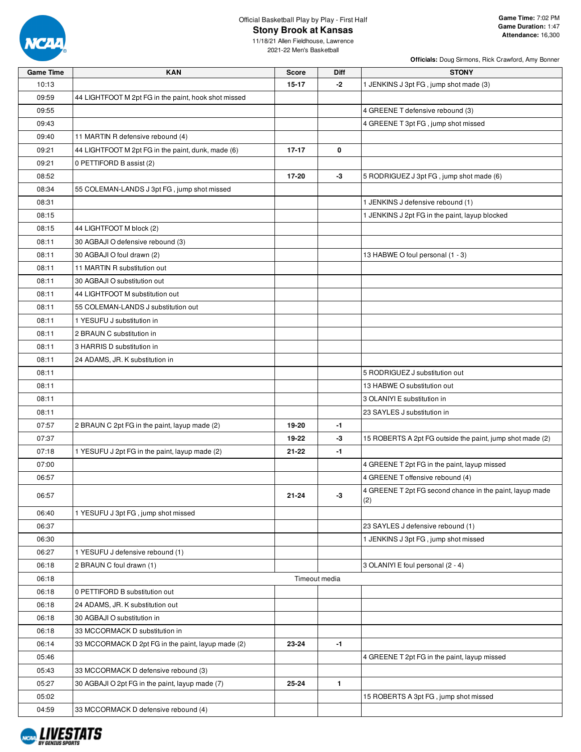Official Basketball Play by Play - First Half

# Stony Brook at Kansas

11/18/21 Allen Fieldhouse, Lawrence

2021-22 Men's Basketball

**Game Time:** 7:02 PM
**Game Duration:** 1:47
**Attendance:** 16,300

**Officials:** Doug Sirmons, Rick Crawford, Amy Bonner

| Game Time | KAN | Score | Diff | STONY |
|---|---|---|---|---|
| 10:13 | | 15-17 | -2 | 1 JENKINS J 3pt FG , jump shot made (3) |
| 09:59 | 44 LIGHTFOOT M 2pt FG in the paint, hook shot missed | | | |
| 09:55 | | | | 4 GREENE T defensive rebound (3) |
| 09:43 | | | | 4 GREENE T 3pt FG , jump shot missed |
| 09:40 | 11 MARTIN R defensive rebound (4) | | | |
| 09:21 | 44 LIGHTFOOT M 2pt FG in the paint, dunk, made (6) | 17-17 | 0 | |
| 09:21 | 0 PETTIFORD B assist (2) | | | |
| 08:52 | | 17-20 | -3 | 5 RODRIGUEZ J 3pt FG , jump shot made (6) |
| 08:34 | 55 COLEMAN-LANDS J 3pt FG , jump shot missed | | | |
| 08:31 | | | | 1 JENKINS J defensive rebound (1) |
| 08:15 | | | | 1 JENKINS J 2pt FG in the paint, layup blocked |
| 08:15 | 44 LIGHTFOOT M block (2) | | | |
| 08:11 | 30 AGBAJI O defensive rebound (3) | | | |
| 08:11 | 30 AGBAJI O foul drawn (2) | | | 13 HABWE O foul personal (1 - 3) |
| 08:11 | 11 MARTIN R substitution out | | | |
| 08:11 | 30 AGBAJI O substitution out | | | |
| 08:11 | 44 LIGHTFOOT M substitution out | | | |
| 08:11 | 55 COLEMAN-LANDS J substitution out | | | |
| 08:11 | 1 YESUFU J substitution in | | | |
| 08:11 | 2 BRAUN C substitution in | | | |
| 08:11 | 3 HARRIS D substitution in | | | |
| 08:11 | 24 ADAMS, JR. K substitution in | | | |
| 08:11 | | | | 5 RODRIGUEZ J substitution out |
| 08:11 | | | | 13 HABWE O substitution out |
| 08:11 | | | | 3 OLANIYI E substitution in |
| 08:11 | | | | 23 SAYLES J substitution in |
| 07:57 | 2 BRAUN C 2pt FG in the paint, layup made (2) | 19-20 | -1 | |
| 07:37 | | 19-22 | -3 | 15 ROBERTS A 2pt FG outside the paint, jump shot made (2) |
| 07:18 | 1 YESUFU J 2pt FG in the paint, layup made (2) | 21-22 | -1 | |
| 07:00 | | | | 4 GREENE T 2pt FG in the paint, layup missed |
| 06:57 | | | | 4 GREENE T offensive rebound (4) |
| 06:57 | | 21-24 | -3 | 4 GREENE T 2pt FG second chance in the paint, layup made (2) |
| 06:40 | 1 YESUFU J 3pt FG , jump shot missed | | | |
| 06:37 | | | | 23 SAYLES J defensive rebound (1) |
| 06:30 | | | | 1 JENKINS J 3pt FG , jump shot missed |
| 06:27 | 1 YESUFU J defensive rebound (1) | | | |
| 06:18 | 2 BRAUN C foul drawn (1) | | | 3 OLANIYI E foul personal (2 - 4) |
| 06:18 | | Timeout media | | |
| 06:18 | 0 PETTIFORD B substitution out | | | |
| 06:18 | 24 ADAMS, JR. K substitution out | | | |
| 06:18 | 30 AGBAJI O substitution in | | | |
| 06:18 | 33 MCCORMACK D substitution in | | | |
| 06:14 | 33 MCCORMACK D 2pt FG in the paint, layup made (2) | 23-24 | -1 | |
| 05:46 | | | | 4 GREENE T 2pt FG in the paint, layup missed |
| 05:43 | 33 MCCORMACK D defensive rebound (3) | | | |
| 05:27 | 30 AGBAJI O 2pt FG in the paint, layup made (7) | 25-24 | 1 | |
| 05:02 | | | | 15 ROBERTS A 3pt FG , jump shot missed |
| 04:59 | 33 MCCORMACK D defensive rebound (4) | | | |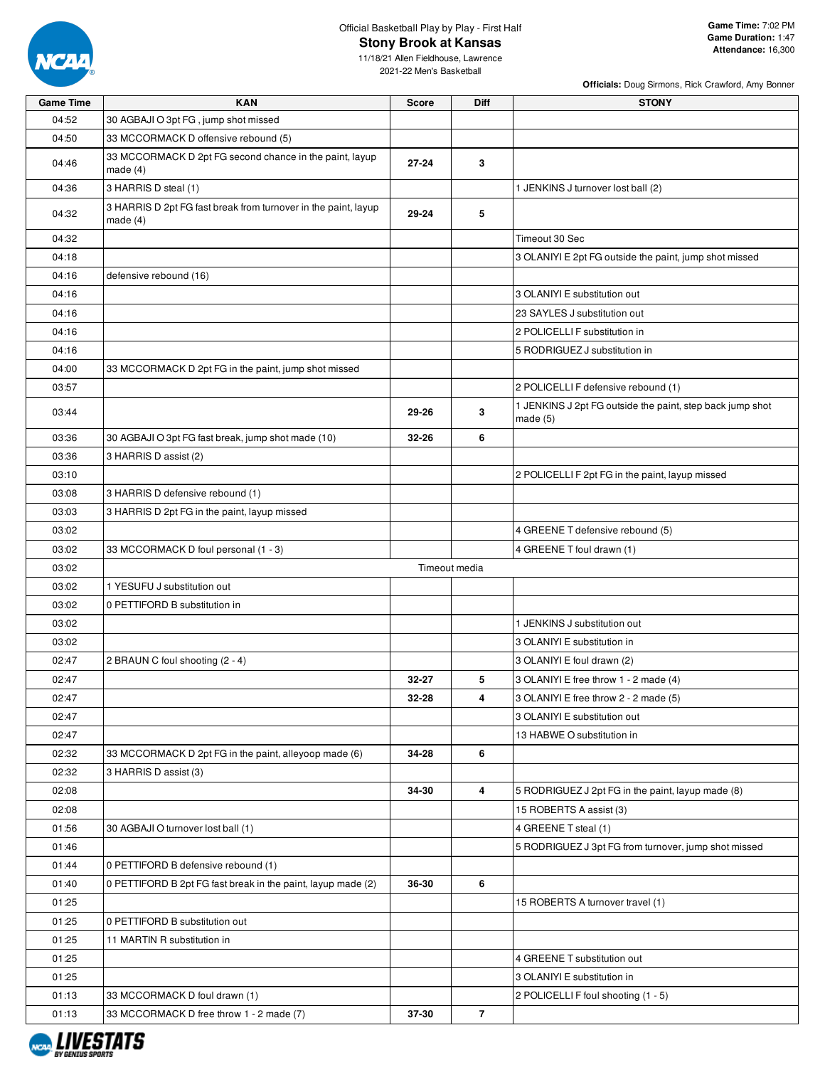Official Basketball Play by Play - First Half

# Stony Brook at Kansas

11/18/21 Allen Fieldhouse, Lawrence

2021-22 Men's Basketball

**Game Time:** 7:02 PM
**Game Duration:** 1:47
**Attendance:** 16,300

**Officials:** Doug Sirmons, Rick Crawford, Amy Bonner

| Game Time | KAN | Score | Diff | STONY |
|---|---|---|---|---|
| 04:52 | 30 AGBAJI O 3pt FG , jump shot missed | | | |
| 04:50 | 33 MCCORMACK D offensive rebound (5) | | | |
| 04:46 | 33 MCCORMACK D 2pt FG second chance in the paint, layup made (4) | 27-24 | 3 | |
| 04:36 | 3 HARRIS D steal (1) | | | 1 JENKINS J turnover lost ball (2) |
| 04:32 | 3 HARRIS D 2pt FG fast break from turnover in the paint, layup made (4) | 29-24 | 5 | |
| 04:32 | | | | Timeout 30 Sec |
| 04:18 | | | | 3 OLANIYI E 2pt FG outside the paint, jump shot missed |
| 04:16 | defensive rebound (16) | | | |
| 04:16 | | | | 3 OLANIYI E substitution out |
| 04:16 | | | | 23 SAYLES J substitution out |
| 04:16 | | | | 2 POLICELLI F substitution in |
| 04:16 | | | | 5 RODRIGUEZ J substitution in |
| 04:00 | 33 MCCORMACK D 2pt FG in the paint, jump shot missed | | | |
| 03:57 | | | | 2 POLICELLI F defensive rebound (1) |
| 03:44 | | 29-26 | 3 | 1 JENKINS J 2pt FG outside the paint, step back jump shot made (5) |
| 03:36 | 30 AGBAJI O 3pt FG fast break, jump shot made (10) | 32-26 | 6 | |
| 03:36 | 3 HARRIS D assist (2) | | | |
| 03:10 | | | | 2 POLICELLI F 2pt FG in the paint, layup missed |
| 03:08 | 3 HARRIS D defensive rebound (1) | | | |
| 03:03 | 3 HARRIS D 2pt FG in the paint, layup missed | | | |
| 03:02 | | | | 4 GREENE T defensive rebound (5) |
| 03:02 | 33 MCCORMACK D foul personal (1 - 3) | | | 4 GREENE T foul drawn (1) |
| 03:02 | Timeout media | | | |
| 03:02 | 1 YESUFU J substitution out | | | |
| 03:02 | 0 PETTIFORD B substitution in | | | |
| 03:02 | | | | 1 JENKINS J substitution out |
| 03:02 | | | | 3 OLANIYI E substitution in |
| 02:47 | 2 BRAUN C foul shooting (2 - 4) | | | 3 OLANIYI E foul drawn (2) |
| 02:47 | | 32-27 | 5 | 3 OLANIYI E free throw 1 - 2 made (4) |
| 02:47 | | 32-28 | 4 | 3 OLANIYI E free throw 2 - 2 made (5) |
| 02:47 | | | | 3 OLANIYI E substitution out |
| 02:47 | | | | 13 HABWE O substitution in |
| 02:32 | 33 MCCORMACK D 2pt FG in the paint, alleyoop made (6) | 34-28 | 6 | |
| 02:32 | 3 HARRIS D assist (3) | | | |
| 02:08 | | 34-30 | 4 | 5 RODRIGUEZ J 2pt FG in the paint, layup made (8) |
| 02:08 | | | | 15 ROBERTS A assist (3) |
| 01:56 | 30 AGBAJI O turnover lost ball (1) | | | 4 GREENE T steal (1) |
| 01:46 | | | | 5 RODRIGUEZ J 3pt FG from turnover, jump shot missed |
| 01:44 | 0 PETTIFORD B defensive rebound (1) | | | |
| 01:40 | 0 PETTIFORD B 2pt FG fast break in the paint, layup made (2) | 36-30 | 6 | |
| 01:25 | | | | 15 ROBERTS A turnover travel (1) |
| 01:25 | 0 PETTIFORD B substitution out | | | |
| 01:25 | 11 MARTIN R substitution in | | | |
| 01:25 | | | | 4 GREENE T substitution out |
| 01:25 | | | | 3 OLANIYI E substitution in |
| 01:13 | 33 MCCORMACK D foul drawn (1) | | | 2 POLICELLI F foul shooting (1 - 5) |
| 01:13 | 33 MCCORMACK D free throw 1 - 2 made (7) | 37-30 | 7 | |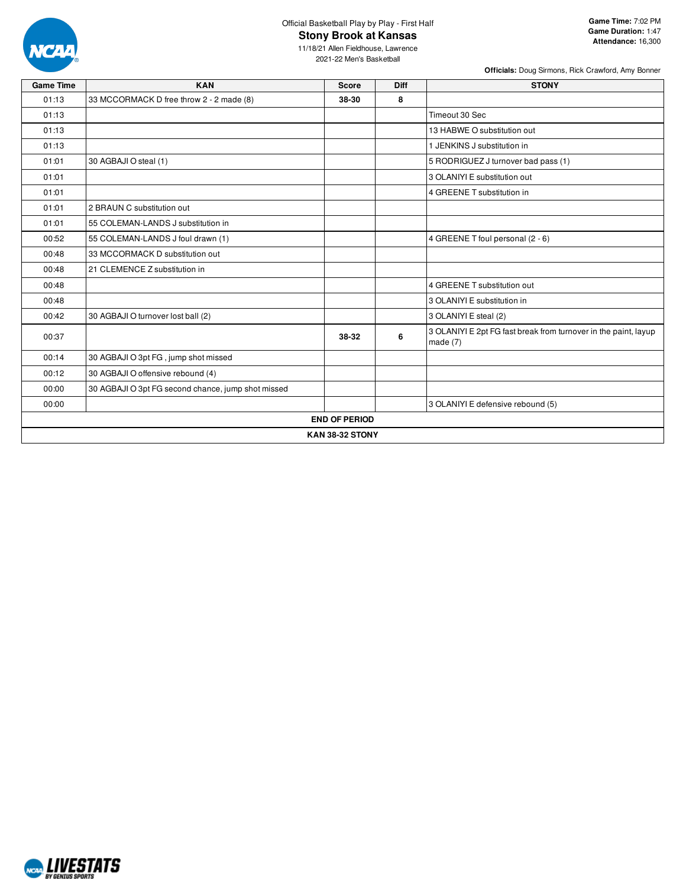Official Basketball Play by Play - First Half

# Stony Brook at Kansas

11/18/21 Allen Fieldhouse, Lawrence
2021-22 Men's Basketball

**Game Time:** 7:02 PM
**Game Duration:** 1:47
**Attendance:** 16,300

**Officials:** Doug Sirmons, Rick Crawford, Amy Bonner

| Game Time | KAN | Score | Diff | STONY |
|---|---|---|---|---|
| 01:13 | 33 MCCORMACK D free throw 2 - 2 made (8) | 38-30 | 8 | |
| 01:13 | | | | Timeout 30 Sec |
| 01:13 | | | | 13 HABWE O substitution out |
| 01:13 | | | | 1 JENKINS J substitution in |
| 01:01 | 30 AGBAJI O steal (1) | | | 5 RODRIGUEZ J turnover bad pass (1) |
| 01:01 | | | | 3 OLANIYI E substitution out |
| 01:01 | | | | 4 GREENE T substitution in |
| 01:01 | 2 BRAUN C substitution out | | | |
| 01:01 | 55 COLEMAN-LANDS J substitution in | | | |
| 00:52 | 55 COLEMAN-LANDS J foul drawn (1) | | | 4 GREENE T foul personal (2 - 6) |
| 00:48 | 33 MCCORMACK D substitution out | | | |
| 00:48 | 21 CLEMENCE Z substitution in | | | |
| 00:48 | | | | 4 GREENE T substitution out |
| 00:48 | | | | 3 OLANIYI E substitution in |
| 00:42 | 30 AGBAJI O turnover lost ball (2) | | | 3 OLANIYI E steal (2) |
| 00:37 | | 38-32 | 6 | 3 OLANIYI E 2pt FG fast break from turnover in the paint, layup made (7) |
| 00:14 | 30 AGBAJI O 3pt FG , jump shot missed | | | |
| 00:12 | 30 AGBAJI O offensive rebound (4) | | | |
| 00:00 | 30 AGBAJI O 3pt FG second chance, jump shot missed | | | |
| 00:00 | | | | 3 OLANIYI E defensive rebound (5) |
| **END OF PERIOD** | | | | |
| **KAN 38-32 STONY** | | | | |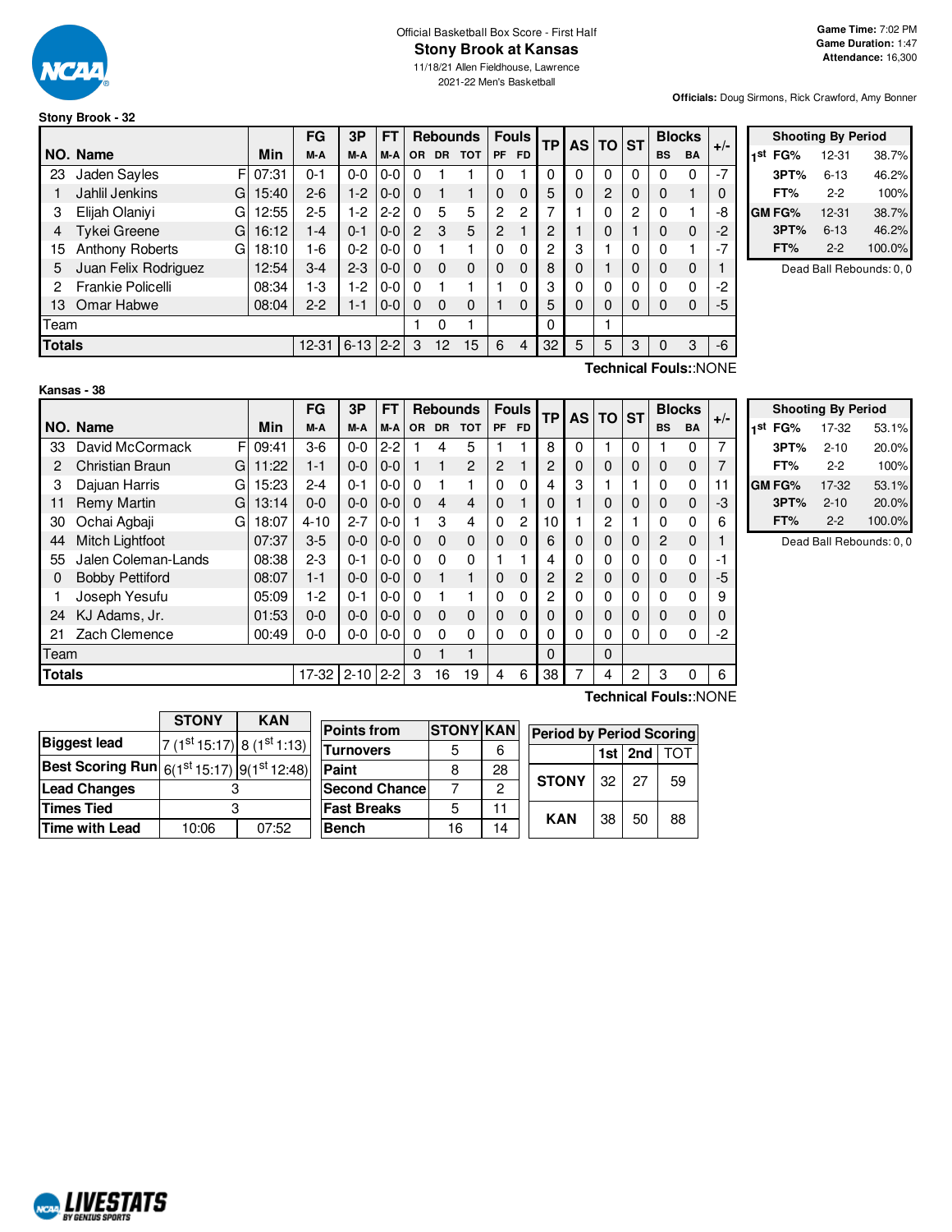Official Basketball Box Score - First Half

# Stony Brook at Kansas

11/18/21 Allen Fieldhouse, Lawrence

2021-22 Men's Basketball

**Game Time:** 7:02 PM
**Game Duration:** 1:47
**Attendance:** 16,300

**Officials:** Doug Sirmons, Rick Crawford, Amy Bonner

## Stony Brook - 32

| NO. | Name | | Min | FG M-A | 3P M-A | FT M-A | Rebounds OR | DR | TOT | Fouls PF | FD | TP | AS | TO | ST | Blocks BS | BA | +/- |
|---|---|---|---|---|---|---|---|---|---|---|---|---|---|---|---|---|---|---|
| 23 | Jaden Sayles | F | 07:31 | 0-1 | 0-0 | 0-0 | 0 | 1 | 1 | 0 | 1 | 0 | 0 | 0 | 0 | 0 | 0 | -7 |
| 1 | Jahlil Jenkins | G | 15:40 | 2-6 | 1-2 | 0-0 | 0 | 1 | 1 | 0 | 0 | 5 | 0 | 2 | 0 | 0 | 1 | 0 |
| 3 | Elijah Olaniyi | G | 12:55 | 2-5 | 1-2 | 2-2 | 0 | 5 | 5 | 2 | 2 | 7 | 1 | 0 | 2 | 0 | 1 | -8 |
| 4 | Tykei Greene | G | 16:12 | 1-4 | 0-1 | 0-0 | 2 | 3 | 5 | 2 | 1 | 2 | 1 | 0 | 1 | 0 | 0 | -2 |
| 15 | Anthony Roberts | G | 18:10 | 1-6 | 0-2 | 0-0 | 0 | 1 | 1 | 0 | 0 | 2 | 3 | 1 | 0 | 0 | 1 | -7 |
| 5 | Juan Felix Rodriguez | | 12:54 | 3-4 | 2-3 | 0-0 | 0 | 0 | 0 | 0 | 0 | 8 | 0 | 1 | 0 | 0 | 0 | 1 |
| 2 | Frankie Policelli | | 08:34 | 1-3 | 1-2 | 0-0 | 0 | 1 | 1 | 1 | 0 | 3 | 0 | 0 | 0 | 0 | 0 | -2 |
| 13 | Omar Habwe | | 08:04 | 2-2 | 1-1 | 0-0 | 0 | 0 | 0 | 1 | 0 | 5 | 0 | 0 | 0 | 0 | 0 | -5 |
| | Team | | | | | | 1 | 0 | 1 | | | 0 | | 1 | | | | |
| | **Totals** | | | 12-31 | 6-13 | 2-2 | 3 | 12 | 15 | 6 | 4 | 32 | 5 | 5 | 3 | 0 | 3 | -6 |

**Technical Fouls:**:NONE

| Shooting By Period | | |
|---|---|---|
| 1st FG% | 12-31 | 38.7% |
| 3PT% | 6-13 | 46.2% |
| FT% | 2-2 | 100% |
| GM FG% | 12-31 | 38.7% |
| 3PT% | 6-13 | 46.2% |
| FT% | 2-2 | 100.0% |

Dead Ball Rebounds: 0, 0

## Kansas - 38

| NO. | Name | | Min | FG M-A | 3P M-A | FT M-A | Rebounds OR | DR | TOT | Fouls PF | FD | TP | AS | TO | ST | Blocks BS | BA | +/- |
|---|---|---|---|---|---|---|---|---|---|---|---|---|---|---|---|---|---|---|
| 33 | David McCormack | F | 09:41 | 3-6 | 0-0 | 2-2 | 1 | 4 | 5 | 1 | 1 | 8 | 0 | 1 | 0 | 1 | 0 | 7 |
| 2 | Christian Braun | G | 11:22 | 1-1 | 0-0 | 0-0 | 1 | 1 | 2 | 2 | 1 | 2 | 0 | 0 | 0 | 0 | 0 | 7 |
| 3 | Dajuan Harris | G | 15:23 | 2-4 | 0-1 | 0-0 | 0 | 1 | 1 | 0 | 0 | 4 | 3 | 1 | 1 | 0 | 0 | 11 |
| 11 | Remy Martin | G | 13:14 | 0-0 | 0-0 | 0-0 | 0 | 4 | 4 | 0 | 1 | 0 | 1 | 0 | 0 | 0 | 0 | -3 |
| 30 | Ochai Agbaji | G | 18:07 | 4-10 | 2-7 | 0-0 | 1 | 3 | 4 | 0 | 2 | 10 | 1 | 2 | 1 | 0 | 0 | 6 |
| 44 | Mitch Lightfoot | | 07:37 | 3-5 | 0-0 | 0-0 | 0 | 0 | 0 | 0 | 0 | 6 | 0 | 0 | 0 | 2 | 0 | 1 |
| 55 | Jalen Coleman-Lands | | 08:38 | 2-3 | 0-1 | 0-0 | 0 | 0 | 0 | 1 | 1 | 4 | 0 | 0 | 0 | 0 | 0 | -1 |
| 0 | Bobby Pettiford | | 08:07 | 1-1 | 0-0 | 0-0 | 0 | 1 | 1 | 0 | 0 | 2 | 2 | 0 | 0 | 0 | 0 | -5 |
| 1 | Joseph Yesufu | | 05:09 | 1-2 | 0-1 | 0-0 | 0 | 1 | 1 | 0 | 0 | 2 | 0 | 0 | 0 | 0 | 0 | 9 |
| 24 | KJ Adams, Jr. | | 01:53 | 0-0 | 0-0 | 0-0 | 0 | 0 | 0 | 0 | 0 | 0 | 0 | 0 | 0 | 0 | 0 | 0 |
| 21 | Zach Clemence | | 00:49 | 0-0 | 0-0 | 0-0 | 0 | 0 | 0 | 0 | 0 | 0 | 0 | 0 | 0 | 0 | 0 | -2 |
| | Team | | | | | | 0 | 1 | 1 | | | 0 | | 0 | | | | |
| | **Totals** | | | 17-32 | 2-10 | 2-2 | 3 | 16 | 19 | 4 | 6 | 38 | 7 | 4 | 2 | 3 | 0 | 6 |

**Technical Fouls:**:NONE

| Shooting By Period | | |
|---|---|---|
| 1st FG% | 17-32 | 53.1% |
| 3PT% | 2-10 | 20.0% |
| FT% | 2-2 | 100% |
| GM FG% | 17-32 | 53.1% |
| 3PT% | 2-10 | 20.0% |
| FT% | 2-2 | 100.0% |

Dead Ball Rebounds: 0, 0

| | STONY | KAN |
|---|---|---|
| **Biggest lead** | 7 (1st 15:17) | 8 (1st 1:13) |
| **Best Scoring Run** | 6(1st 15:17) | 9(1st 12:48) |
| **Lead Changes** | 3 | |
| **Times Tied** | 3 | |
| **Time with Lead** | 10:06 | 07:52 |

| Points from | STONY | KAN |
|---|---|---|
| Turnovers | 5 | 6 |
| Paint | 8 | 28 |
| Second Chance | 7 | 2 |
| Fast Breaks | 5 | 11 |
| Bench | 16 | 14 |

| Period by Period Scoring | 1st | 2nd | TOT |
|---|---|---|---|
| STONY | 32 | 27 | 59 |
| KAN | 38 | 50 | 88 |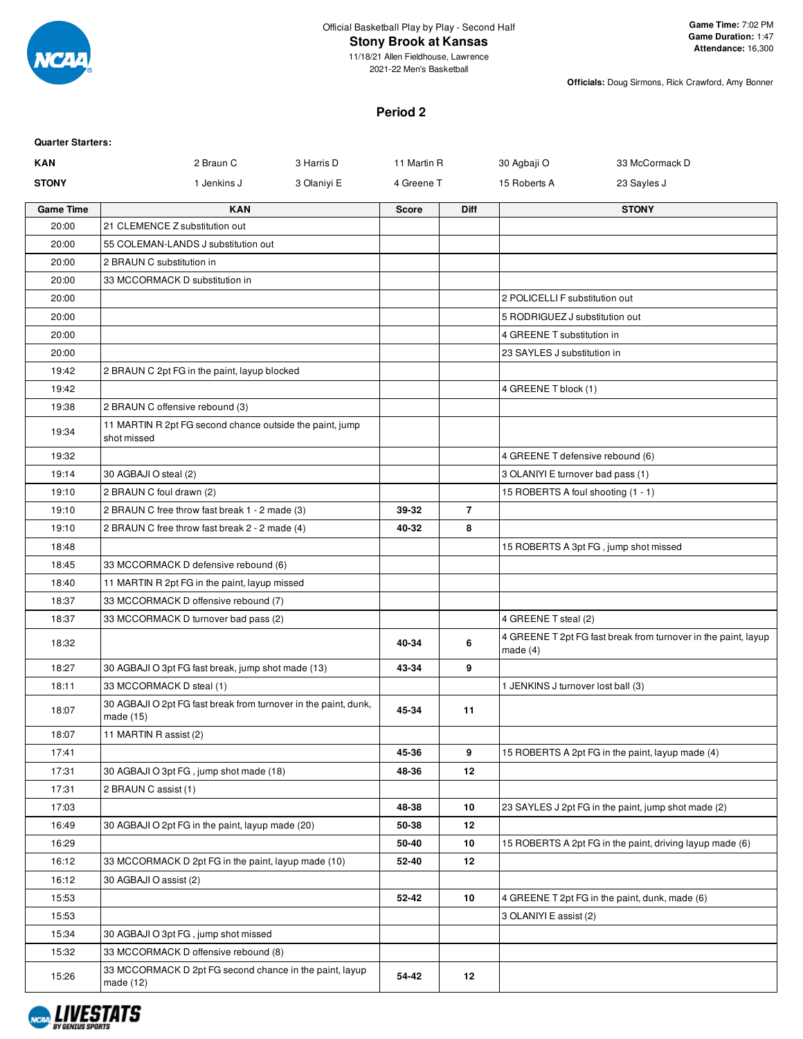Official Basketball Play by Play - Second Half

# Stony Brook at Kansas

11/18/21 Allen Fieldhouse, Lawrence
2021-22 Men's Basketball

**Game Time:** 7:02 PM
**Game Duration:** 1:47
**Attendance:** 16,300

**Officials:** Doug Sirmons, Rick Crawford, Amy Bonner

## Period 2

**Quarter Starters:**

| | | | | | |
|---|---|---|---|---|---|
| **KAN** | 2 Braun C | 3 Harris D | 11 Martin R | 30 Agbaji O | 33 McCormack D |
| **STONY** | 1 Jenkins J | 3 Olaniyi E | 4 Greene T | 15 Roberts A | 23 Sayles J |

| Game Time | KAN | Score | Diff | STONY |
|---|---|---|---|---|
| 20:00 | 21 CLEMENCE Z substitution out | | | |
| 20:00 | 55 COLEMAN-LANDS J substitution out | | | |
| 20:00 | 2 BRAUN C substitution in | | | |
| 20:00 | 33 MCCORMACK D substitution in | | | |
| 20:00 | | | | 2 POLICELLI F substitution out |
| 20:00 | | | | 5 RODRIGUEZ J substitution out |
| 20:00 | | | | 4 GREENE T substitution in |
| 20:00 | | | | 23 SAYLES J substitution in |
| 19:42 | 2 BRAUN C 2pt FG in the paint, layup blocked | | | |
| 19:42 | | | | 4 GREENE T block (1) |
| 19:38 | 2 BRAUN C offensive rebound (3) | | | |
| 19:34 | 11 MARTIN R 2pt FG second chance outside the paint, jump shot missed | | | |
| 19:32 | | | | 4 GREENE T defensive rebound (6) |
| 19:14 | 30 AGBAJI O steal (2) | | | 3 OLANIYI E turnover bad pass (1) |
| 19:10 | 2 BRAUN C foul drawn (2) | | | 15 ROBERTS A foul shooting (1 - 1) |
| 19:10 | 2 BRAUN C free throw fast break 1 - 2 made (3) | 39-32 | 7 | |
| 19:10 | 2 BRAUN C free throw fast break 2 - 2 made (4) | 40-32 | 8 | |
| 18:48 | | | | 15 ROBERTS A 3pt FG , jump shot missed |
| 18:45 | 33 MCCORMACK D defensive rebound (6) | | | |
| 18:40 | 11 MARTIN R 2pt FG in the paint, layup missed | | | |
| 18:37 | 33 MCCORMACK D offensive rebound (7) | | | |
| 18:37 | 33 MCCORMACK D turnover bad pass (2) | | | 4 GREENE T steal (2) |
| 18:32 | | 40-34 | 6 | 4 GREENE T 2pt FG fast break from turnover in the paint, layup made (4) |
| 18:27 | 30 AGBAJI O 3pt FG fast break, jump shot made (13) | 43-34 | 9 | |
| 18:11 | 33 MCCORMACK D steal (1) | | | 1 JENKINS J turnover lost ball (3) |
| 18:07 | 30 AGBAJI O 2pt FG fast break from turnover in the paint, dunk, made (15) | 45-34 | 11 | |
| 18:07 | 11 MARTIN R assist (2) | | | |
| 17:41 | | 45-36 | 9 | 15 ROBERTS A 2pt FG in the paint, layup made (4) |
| 17:31 | 30 AGBAJI O 3pt FG , jump shot made (18) | 48-36 | 12 | |
| 17:31 | 2 BRAUN C assist (1) | | | |
| 17:03 | | 48-38 | 10 | 23 SAYLES J 2pt FG in the paint, jump shot made (2) |
| 16:49 | 30 AGBAJI O 2pt FG in the paint, layup made (20) | 50-38 | 12 | |
| 16:29 | | 50-40 | 10 | 15 ROBERTS A 2pt FG in the paint, driving layup made (6) |
| 16:12 | 33 MCCORMACK D 2pt FG in the paint, layup made (10) | 52-40 | 12 | |
| 16:12 | 30 AGBAJI O assist (2) | | | |
| 15:53 | | 52-42 | 10 | 4 GREENE T 2pt FG in the paint, dunk, made (6) |
| 15:53 | | | | 3 OLANIYI E assist (2) |
| 15:34 | 30 AGBAJI O 3pt FG , jump shot missed | | | |
| 15:32 | 33 MCCORMACK D offensive rebound (8) | | | |
| 15:26 | 33 MCCORMACK D 2pt FG second chance in the paint, layup made (12) | 54-42 | 12 | |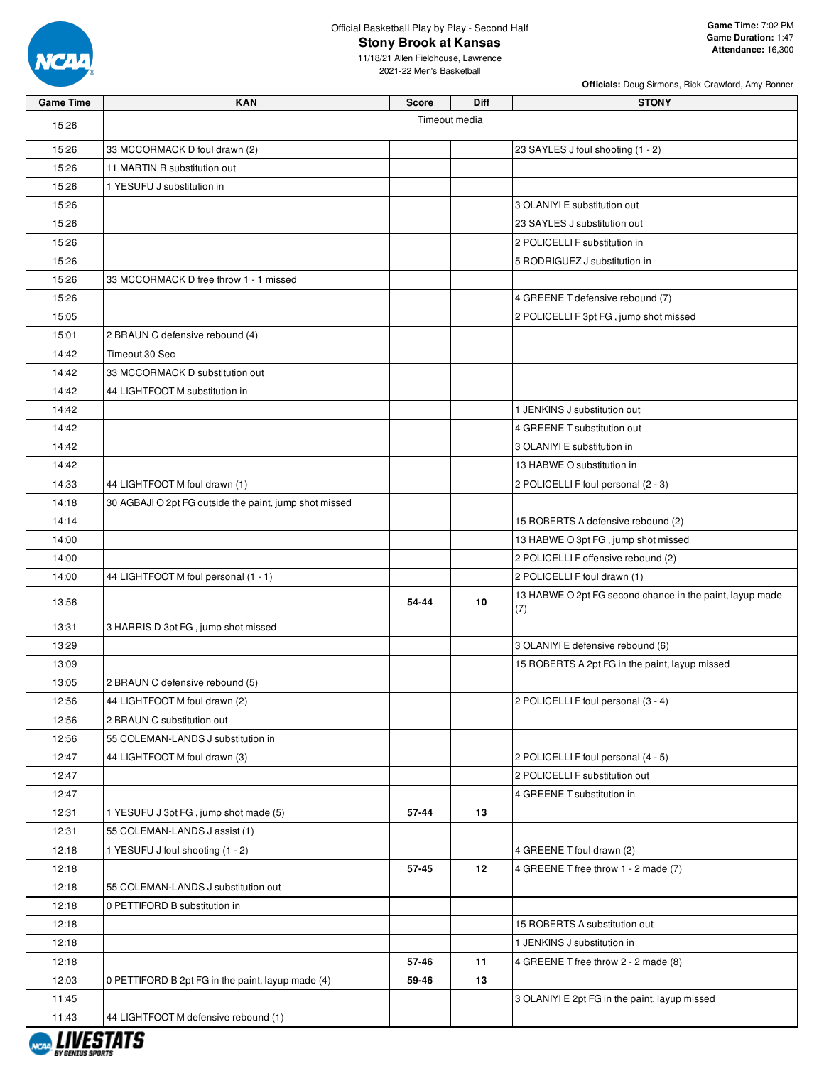Official Basketball Play by Play - Second Half

# Stony Brook at Kansas

11/18/21 Allen Fieldhouse, Lawrence
2021-22 Men's Basketball

**Game Time:** 7:02 PM
**Game Duration:** 1:47
**Attendance:** 16,300

**Officials:** Doug Sirmons, Rick Crawford, Amy Bonner

| Game Time | KAN | Score | Diff | STONY |
|---|---|---|---|---|
| 15:26 | Timeout media | | | |
| 15:26 | 33 MCCORMACK D foul drawn (2) | | | 23 SAYLES J foul shooting (1 - 2) |
| 15:26 | 11 MARTIN R substitution out | | | |
| 15:26 | 1 YESUFU J substitution in | | | |
| 15:26 | | | | 3 OLANIYI E substitution out |
| 15:26 | | | | 23 SAYLES J substitution out |
| 15:26 | | | | 2 POLICELLI F substitution in |
| 15:26 | | | | 5 RODRIGUEZ J substitution in |
| 15:26 | 33 MCCORMACK D free throw 1 - 1 missed | | | |
| 15:26 | | | | 4 GREENE T defensive rebound (7) |
| 15:05 | | | | 2 POLICELLI F 3pt FG , jump shot missed |
| 15:01 | 2 BRAUN C defensive rebound (4) | | | |
| 14:42 | Timeout 30 Sec | | | |
| 14:42 | 33 MCCORMACK D substitution out | | | |
| 14:42 | 44 LIGHTFOOT M substitution in | | | |
| 14:42 | | | | 1 JENKINS J substitution out |
| 14:42 | | | | 4 GREENE T substitution out |
| 14:42 | | | | 3 OLANIYI E substitution in |
| 14:42 | | | | 13 HABWE O substitution in |
| 14:33 | 44 LIGHTFOOT M foul drawn (1) | | | 2 POLICELLI F foul personal (2 - 3) |
| 14:18 | 30 AGBAJI O 2pt FG outside the paint, jump shot missed | | | |
| 14:14 | | | | 15 ROBERTS A defensive rebound (2) |
| 14:00 | | | | 13 HABWE O 3pt FG , jump shot missed |
| 14:00 | | | | 2 POLICELLI F offensive rebound (2) |
| 14:00 | 44 LIGHTFOOT M foul personal (1 - 1) | | | 2 POLICELLI F foul drawn (1) |
| 13:56 | | 54-44 | 10 | 13 HABWE O 2pt FG second chance in the paint, layup made (7) |
| 13:31 | 3 HARRIS D 3pt FG , jump shot missed | | | |
| 13:29 | | | | 3 OLANIYI E defensive rebound (6) |
| 13:09 | | | | 15 ROBERTS A 2pt FG in the paint, layup missed |
| 13:05 | 2 BRAUN C defensive rebound (5) | | | |
| 12:56 | 44 LIGHTFOOT M foul drawn (2) | | | 2 POLICELLI F foul personal (3 - 4) |
| 12:56 | 2 BRAUN C substitution out | | | |
| 12:56 | 55 COLEMAN-LANDS J substitution in | | | |
| 12:47 | 44 LIGHTFOOT M foul drawn (3) | | | 2 POLICELLI F foul personal (4 - 5) |
| 12:47 | | | | 2 POLICELLI F substitution out |
| 12:47 | | | | 4 GREENE T substitution in |
| 12:31 | 1 YESUFU J 3pt FG , jump shot made (5) | 57-44 | 13 | |
| 12:31 | 55 COLEMAN-LANDS J assist (1) | | | |
| 12:18 | 1 YESUFU J foul shooting (1 - 2) | | | 4 GREENE T foul drawn (2) |
| 12:18 | | 57-45 | 12 | 4 GREENE T free throw 1 - 2 made (7) |
| 12:18 | 55 COLEMAN-LANDS J substitution out | | | |
| 12:18 | 0 PETTIFORD B substitution in | | | |
| 12:18 | | | | 15 ROBERTS A substitution out |
| 12:18 | | | | 1 JENKINS J substitution in |
| 12:18 | | 57-46 | 11 | 4 GREENE T free throw 2 - 2 made (8) |
| 12:03 | 0 PETTIFORD B 2pt FG in the paint, layup made (4) | 59-46 | 13 | |
| 11:45 | | | | 3 OLANIYI E 2pt FG in the paint, layup missed |
| 11:43 | 44 LIGHTFOOT M defensive rebound (1) | | | |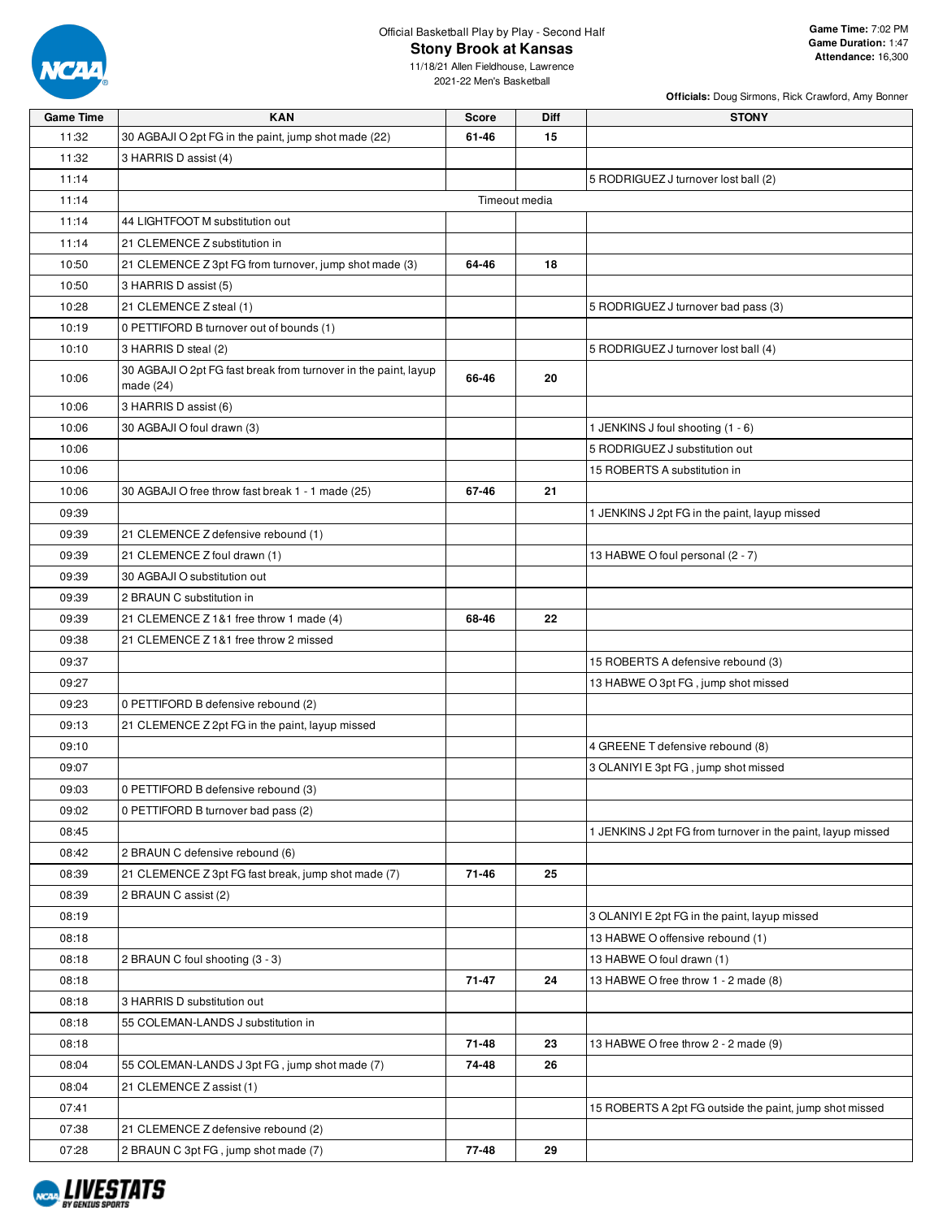Official Basketball Play by Play - Second Half

# Stony Brook at Kansas

11/18/21 Allen Fieldhouse, Lawrence
2021-22 Men's Basketball

**Game Time:** 7:02 PM
**Game Duration:** 1:47
**Attendance:** 16,300

**Officials:** Doug Sirmons, Rick Crawford, Amy Bonner

| Game Time | KAN | Score | Diff | STONY |
|---|---|---|---|---|
| 11:32 | 30 AGBAJI O 2pt FG in the paint, jump shot made (22) | 61-46 | 15 | |
| 11:32 | 3 HARRIS D assist (4) | | | |
| 11:14 | | | | 5 RODRIGUEZ J turnover lost ball (2) |
| 11:14 | Timeout media | | | |
| 11:14 | 44 LIGHTFOOT M substitution out | | | |
| 11:14 | 21 CLEMENCE Z substitution in | | | |
| 10:50 | 21 CLEMENCE Z 3pt FG from turnover, jump shot made (3) | 64-46 | 18 | |
| 10:50 | 3 HARRIS D assist (5) | | | |
| 10:28 | 21 CLEMENCE Z steal (1) | | | 5 RODRIGUEZ J turnover bad pass (3) |
| 10:19 | 0 PETTIFORD B turnover out of bounds (1) | | | |
| 10:10 | 3 HARRIS D steal (2) | | | 5 RODRIGUEZ J turnover lost ball (4) |
| 10:06 | 30 AGBAJI O 2pt FG fast break from turnover in the paint, layup made (24) | 66-46 | 20 | |
| 10:06 | 3 HARRIS D assist (6) | | | |
| 10:06 | 30 AGBAJI O foul drawn (3) | | | 1 JENKINS J foul shooting (1 - 6) |
| 10:06 | | | | 5 RODRIGUEZ J substitution out |
| 10:06 | | | | 15 ROBERTS A substitution in |
| 10:06 | 30 AGBAJI O free throw fast break 1 - 1 made (25) | 67-46 | 21 | |
| 09:39 | | | | 1 JENKINS J 2pt FG in the paint, layup missed |
| 09:39 | 21 CLEMENCE Z defensive rebound (1) | | | |
| 09:39 | 21 CLEMENCE Z foul drawn (1) | | | 13 HABWE O foul personal (2 - 7) |
| 09:39 | 30 AGBAJI O substitution out | | | |
| 09:39 | 2 BRAUN C substitution in | | | |
| 09:39 | 21 CLEMENCE Z 1&1 free throw 1 made (4) | 68-46 | 22 | |
| 09:38 | 21 CLEMENCE Z 1&1 free throw 2 missed | | | |
| 09:37 | | | | 15 ROBERTS A defensive rebound (3) |
| 09:27 | | | | 13 HABWE O 3pt FG , jump shot missed |
| 09:23 | 0 PETTIFORD B defensive rebound (2) | | | |
| 09:13 | 21 CLEMENCE Z 2pt FG in the paint, layup missed | | | |
| 09:10 | | | | 4 GREENE T defensive rebound (8) |
| 09:07 | | | | 3 OLANIYI E 3pt FG , jump shot missed |
| 09:03 | 0 PETTIFORD B defensive rebound (3) | | | |
| 09:02 | 0 PETTIFORD B turnover bad pass (2) | | | |
| 08:45 | | | | 1 JENKINS J 2pt FG from turnover in the paint, layup missed |
| 08:42 | 2 BRAUN C defensive rebound (6) | | | |
| 08:39 | 21 CLEMENCE Z 3pt FG fast break, jump shot made (7) | 71-46 | 25 | |
| 08:39 | 2 BRAUN C assist (2) | | | |
| 08:19 | | | | 3 OLANIYI E 2pt FG in the paint, layup missed |
| 08:18 | | | | 13 HABWE O offensive rebound (1) |
| 08:18 | 2 BRAUN C foul shooting (3 - 3) | | | 13 HABWE O foul drawn (1) |
| 08:18 | | 71-47 | 24 | 13 HABWE O free throw 1 - 2 made (8) |
| 08:18 | 3 HARRIS D substitution out | | | |
| 08:18 | 55 COLEMAN-LANDS J substitution in | | | |
| 08:18 | | 71-48 | 23 | 13 HABWE O free throw 2 - 2 made (9) |
| 08:04 | 55 COLEMAN-LANDS J 3pt FG , jump shot made (7) | 74-48 | 26 | |
| 08:04 | 21 CLEMENCE Z assist (1) | | | |
| 07:41 | | | | 15 ROBERTS A 2pt FG outside the paint, jump shot missed |
| 07:38 | 21 CLEMENCE Z defensive rebound (2) | | | |
| 07:28 | 2 BRAUN C 3pt FG , jump shot made (7) | 77-48 | 29 | |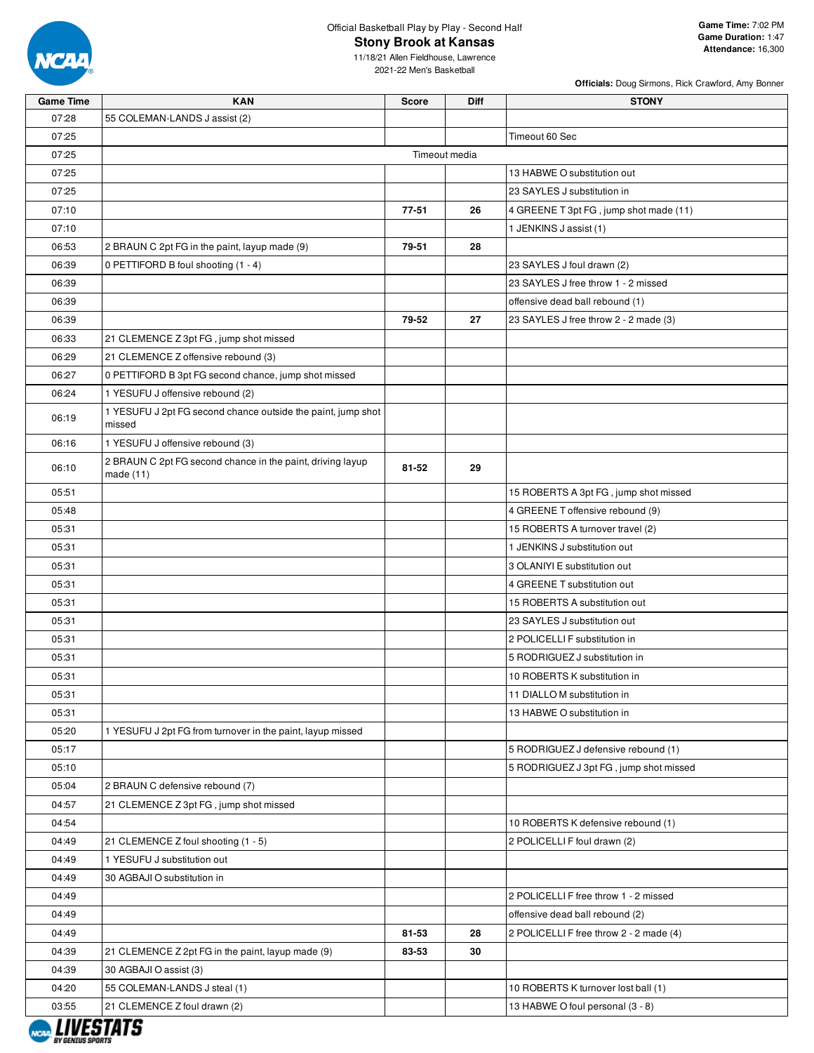Official Basketball Play by Play - Second Half

# Stony Brook at Kansas

11/18/21 Allen Fieldhouse, Lawrence
2021-22 Men's Basketball

**Game Time:** 7:02 PM
**Game Duration:** 1:47
**Attendance:** 16,300

**Officials:** Doug Sirmons, Rick Crawford, Amy Bonner

| Game Time | KAN | Score | Diff | STONY |
|---|---|---|---|---|
| 07:28 | 55 COLEMAN-LANDS J assist (2) | | | |
| 07:25 | | | | Timeout 60 Sec |
| 07:25 | | Timeout media | | |
| 07:25 | | | | 13 HABWE O substitution out |
| 07:25 | | | | 23 SAYLES J substitution in |
| 07:10 | | 77-51 | 26 | 4 GREENE T 3pt FG , jump shot made (11) |
| 07:10 | | | | 1 JENKINS J assist (1) |
| 06:53 | 2 BRAUN C 2pt FG in the paint, layup made (9) | 79-51 | 28 | |
| 06:39 | 0 PETTIFORD B foul shooting (1 - 4) | | | 23 SAYLES J foul drawn (2) |
| 06:39 | | | | 23 SAYLES J free throw 1 - 2 missed |
| 06:39 | | | | offensive dead ball rebound (1) |
| 06:39 | | 79-52 | 27 | 23 SAYLES J free throw 2 - 2 made (3) |
| 06:33 | 21 CLEMENCE Z 3pt FG , jump shot missed | | | |
| 06:29 | 21 CLEMENCE Z offensive rebound (3) | | | |
| 06:27 | 0 PETTIFORD B 3pt FG second chance, jump shot missed | | | |
| 06:24 | 1 YESUFU J offensive rebound (2) | | | |
| 06:19 | 1 YESUFU J 2pt FG second chance outside the paint, jump shot missed | | | |
| 06:16 | 1 YESUFU J offensive rebound (3) | | | |
| 06:10 | 2 BRAUN C 2pt FG second chance in the paint, driving layup made (11) | 81-52 | 29 | |
| 05:51 | | | | 15 ROBERTS A 3pt FG , jump shot missed |
| 05:48 | | | | 4 GREENE T offensive rebound (9) |
| 05:31 | | | | 15 ROBERTS A turnover travel (2) |
| 05:31 | | | | 1 JENKINS J substitution out |
| 05:31 | | | | 3 OLANIYI E substitution out |
| 05:31 | | | | 4 GREENE T substitution out |
| 05:31 | | | | 15 ROBERTS A substitution out |
| 05:31 | | | | 23 SAYLES J substitution out |
| 05:31 | | | | 2 POLICELLI F substitution in |
| 05:31 | | | | 5 RODRIGUEZ J substitution in |
| 05:31 | | | | 10 ROBERTS K substitution in |
| 05:31 | | | | 11 DIALLO M substitution in |
| 05:31 | | | | 13 HABWE O substitution in |
| 05:20 | 1 YESUFU J 2pt FG from turnover in the paint, layup missed | | | |
| 05:17 | | | | 5 RODRIGUEZ J defensive rebound (1) |
| 05:10 | | | | 5 RODRIGUEZ J 3pt FG , jump shot missed |
| 05:04 | 2 BRAUN C defensive rebound (7) | | | |
| 04:57 | 21 CLEMENCE Z 3pt FG , jump shot missed | | | |
| 04:54 | | | | 10 ROBERTS K defensive rebound (1) |
| 04:49 | 21 CLEMENCE Z foul shooting (1 - 5) | | | 2 POLICELLI F foul drawn (2) |
| 04:49 | 1 YESUFU J substitution out | | | |
| 04:49 | 30 AGBAJI O substitution in | | | |
| 04:49 | | | | 2 POLICELLI F free throw 1 - 2 missed |
| 04:49 | | | | offensive dead ball rebound (2) |
| 04:49 | | 81-53 | 28 | 2 POLICELLI F free throw 2 - 2 made (4) |
| 04:39 | 21 CLEMENCE Z 2pt FG in the paint, layup made (9) | 83-53 | 30 | |
| 04:39 | 30 AGBAJI O assist (3) | | | |
| 04:20 | 55 COLEMAN-LANDS J steal (1) | | | 10 ROBERTS K turnover lost ball (1) |
| 03:55 | 21 CLEMENCE Z foul drawn (2) | | | 13 HABWE O foul personal (3 - 8) |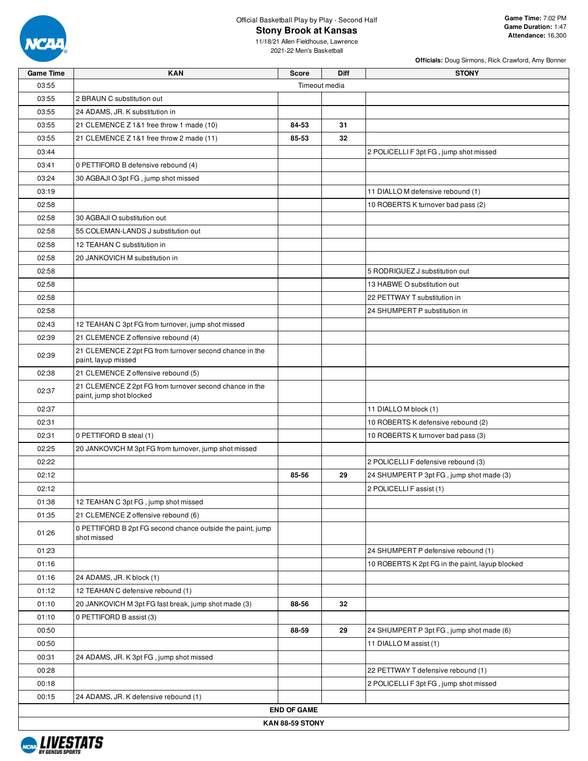Official Basketball Play by Play - Second Half

# Stony Brook at Kansas

11/18/21 Allen Fieldhouse, Lawrence
2021-22 Men's Basketball

**Game Time:** 7:02 PM
**Game Duration:** 1:47
**Attendance:** 16,300

**Officials:** Doug Sirmons, Rick Crawford, Amy Bonner

| Game Time | KAN | Score | Diff | STONY |
|---|---|---|---|---|
| 03:55 | Timeout media | | | |
| 03:55 | 2 BRAUN C substitution out | | | |
| 03:55 | 24 ADAMS, JR. K substitution in | | | |
| 03:55 | 21 CLEMENCE Z 1&1 free throw 1 made (10) | 84-53 | 31 | |
| 03:55 | 21 CLEMENCE Z 1&1 free throw 2 made (11) | 85-53 | 32 | |
| 03:44 | | | | 2 POLICELLI F 3pt FG , jump shot missed |
| 03:41 | 0 PETTIFORD B defensive rebound (4) | | | |
| 03:24 | 30 AGBAJI O 3pt FG , jump shot missed | | | |
| 03:19 | | | | 11 DIALLO M defensive rebound (1) |
| 02:58 | | | | 10 ROBERTS K turnover bad pass (2) |
| 02:58 | 30 AGBAJI O substitution out | | | |
| 02:58 | 55 COLEMAN-LANDS J substitution out | | | |
| 02:58 | 12 TEAHAN C substitution in | | | |
| 02:58 | 20 JANKOVICH M substitution in | | | |
| 02:58 | | | | 5 RODRIGUEZ J substitution out |
| 02:58 | | | | 13 HABWE O substitution out |
| 02:58 | | | | 22 PETTWAY T substitution in |
| 02:58 | | | | 24 SHUMPERT P substitution in |
| 02:43 | 12 TEAHAN C 3pt FG from turnover, jump shot missed | | | |
| 02:39 | 21 CLEMENCE Z offensive rebound (4) | | | |
| 02:39 | 21 CLEMENCE Z 2pt FG from turnover second chance in the paint, layup missed | | | |
| 02:38 | 21 CLEMENCE Z offensive rebound (5) | | | |
| 02:37 | 21 CLEMENCE Z 2pt FG from turnover second chance in the paint, jump shot blocked | | | |
| 02:37 | | | | 11 DIALLO M block (1) |
| 02:31 | | | | 10 ROBERTS K defensive rebound (2) |
| 02:31 | 0 PETTIFORD B steal (1) | | | 10 ROBERTS K turnover bad pass (3) |
| 02:25 | 20 JANKOVICH M 3pt FG from turnover, jump shot missed | | | |
| 02:22 | | | | 2 POLICELLI F defensive rebound (3) |
| 02:12 | | 85-56 | 29 | 24 SHUMPERT P 3pt FG , jump shot made (3) |
| 02:12 | | | | 2 POLICELLI F assist (1) |
| 01:38 | 12 TEAHAN C 3pt FG , jump shot missed | | | |
| 01:35 | 21 CLEMENCE Z offensive rebound (6) | | | |
| 01:26 | 0 PETTIFORD B 2pt FG second chance outside the paint, jump shot missed | | | |
| 01:23 | | | | 24 SHUMPERT P defensive rebound (1) |
| 01:16 | | | | 10 ROBERTS K 2pt FG in the paint, layup blocked |
| 01:16 | 24 ADAMS, JR. K block (1) | | | |
| 01:12 | 12 TEAHAN C defensive rebound (1) | | | |
| 01:10 | 20 JANKOVICH M 3pt FG fast break, jump shot made (3) | 88-56 | 32 | |
| 01:10 | 0 PETTIFORD B assist (3) | | | |
| 00:50 | | 88-59 | 29 | 24 SHUMPERT P 3pt FG , jump shot made (6) |
| 00:50 | | | | 11 DIALLO M assist (1) |
| 00:31 | 24 ADAMS, JR. K 3pt FG , jump shot missed | | | |
| 00:28 | | | | 22 PETTWAY T defensive rebound (1) |
| 00:18 | | | | 2 POLICELLI F 3pt FG , jump shot missed |
| 00:15 | 24 ADAMS, JR. K defensive rebound (1) | | | |
| **END OF GAME** | | | | |
| **KAN 88-59 STONY** | | | | |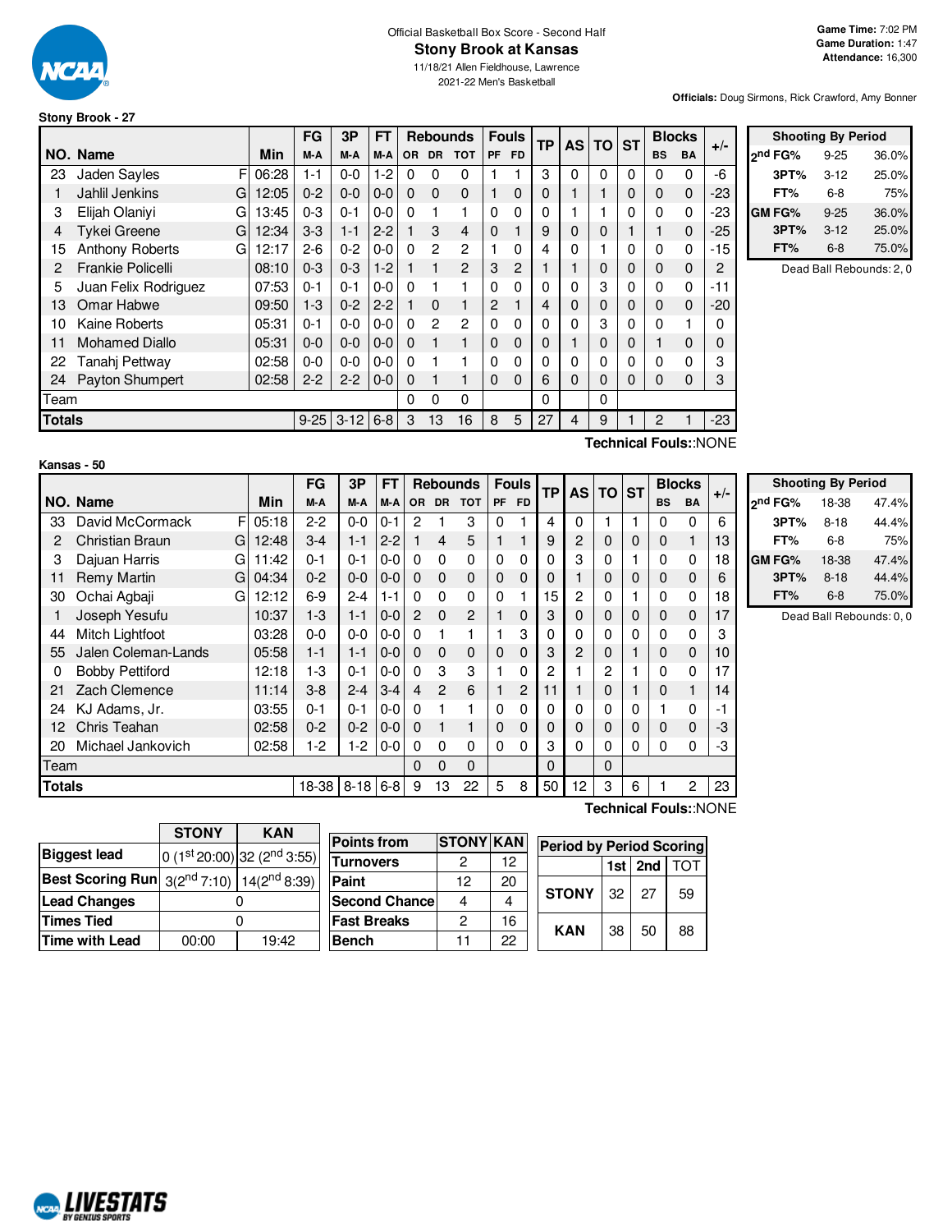Official Basketball Box Score - Second Half

# Stony Brook at Kansas

11/18/21 Allen Fieldhouse, Lawrence

2021-22 Men's Basketball

**Game Time:** 7:02 PM
**Game Duration:** 1:47
**Attendance:** 16,300

**Officials:** Doug Sirmons, Rick Crawford, Amy Bonner

## Stony Brook - 27

| NO. | Name | | Min | FG M-A | 3P M-A | FT M-A | OR | DR | TOT | PF | FD | TP | AS | TO | ST | BS | BA | +/- |
|---|---|---|---|---|---|---|---|---|---|---|---|---|---|---|---|---|---|---|
| 23 | Jaden Sayles | F | 06:28 | 1-1 | 0-0 | 1-2 | 0 | 0 | 0 | 1 | 1 | 3 | 0 | 0 | 0 | 0 | 0 | -6 |
| 1 | Jahlil Jenkins | G | 12:05 | 0-2 | 0-0 | 0-0 | 0 | 0 | 0 | 1 | 0 | 0 | 1 | 1 | 0 | 0 | 0 | -23 |
| 3 | Elijah Olaniyi | G | 13:45 | 0-3 | 0-1 | 0-0 | 0 | 1 | 1 | 0 | 0 | 0 | 1 | 1 | 0 | 0 | 0 | -23 |
| 4 | Tykei Greene | G | 12:34 | 3-3 | 1-1 | 2-2 | 1 | 3 | 4 | 0 | 1 | 9 | 0 | 0 | 1 | 1 | 0 | -25 |
| 15 | Anthony Roberts | G | 12:17 | 2-6 | 0-2 | 0-0 | 0 | 2 | 2 | 1 | 0 | 4 | 0 | 1 | 0 | 0 | 0 | -15 |
| 2 | Frankie Policelli | | 08:10 | 0-3 | 0-3 | 1-2 | 1 | 1 | 2 | 3 | 2 | 1 | 1 | 0 | 0 | 0 | 0 | 2 |
| 5 | Juan Felix Rodriguez | | 07:53 | 0-1 | 0-1 | 0-0 | 0 | 1 | 1 | 0 | 0 | 0 | 0 | 3 | 0 | 0 | 0 | -11 |
| 13 | Omar Habwe | | 09:50 | 1-3 | 0-2 | 2-2 | 1 | 0 | 1 | 2 | 1 | 4 | 0 | 0 | 0 | 0 | 0 | -20 |
| 10 | Kaine Roberts | | 05:31 | 0-1 | 0-0 | 0-0 | 0 | 2 | 2 | 0 | 0 | 0 | 0 | 3 | 0 | 0 | 1 | 0 |
| 11 | Mohamed Diallo | | 05:31 | 0-0 | 0-0 | 0-0 | 0 | 1 | 1 | 0 | 0 | 0 | 1 | 0 | 0 | 1 | 0 | 0 |
| 22 | Tanahj Pettway | | 02:58 | 0-0 | 0-0 | 0-0 | 0 | 1 | 1 | 0 | 0 | 0 | 0 | 0 | 0 | 0 | 0 | 3 |
| 24 | Payton Shumpert | | 02:58 | 2-2 | 2-2 | 0-0 | 0 | 1 | 1 | 0 | 0 | 6 | 0 | 0 | 0 | 0 | 0 | 3 |
| | Team | | | | | | 0 | 0 | 0 | | | 0 | | 0 | | | | |
| | **Totals** | | | 9-25 | 3-12 | 6-8 | 3 | 13 | 16 | 8 | 5 | 27 | 4 | 9 | 1 | 2 | 1 | -23 |

**Technical Fouls::**NONE

| Shooting By Period | | |
|---|---|---|
| 2nd FG% | 9-25 | 36.0% |
| 3PT% | 3-12 | 25.0% |
| FT% | 6-8 | 75% |
| GM FG% | 9-25 | 36.0% |
| 3PT% | 3-12 | 25.0% |
| FT% | 6-8 | 75.0% |

Dead Ball Rebounds: 2, 0

## Kansas - 50

| NO. | Name | | Min | FG M-A | 3P M-A | FT M-A | OR | DR | TOT | PF | FD | TP | AS | TO | ST | BS | BA | +/- |
|---|---|---|---|---|---|---|---|---|---|---|---|---|---|---|---|---|---|---|
| 33 | David McCormack | F | 05:18 | 2-2 | 0-0 | 0-1 | 2 | 1 | 3 | 0 | 1 | 4 | 0 | 1 | 1 | 0 | 0 | 6 |
| 2 | Christian Braun | G | 12:48 | 3-4 | 1-1 | 2-2 | 1 | 4 | 5 | 1 | 1 | 9 | 2 | 0 | 0 | 0 | 1 | 13 |
| 3 | Dajuan Harris | G | 11:42 | 0-1 | 0-1 | 0-0 | 0 | 0 | 0 | 0 | 0 | 0 | 3 | 0 | 1 | 0 | 0 | 18 |
| 11 | Remy Martin | G | 04:34 | 0-2 | 0-0 | 0-0 | 0 | 0 | 0 | 0 | 0 | 0 | 1 | 0 | 0 | 0 | 0 | 6 |
| 30 | Ochai Agbaji | G | 12:12 | 6-9 | 2-4 | 1-1 | 0 | 0 | 0 | 0 | 1 | 15 | 2 | 0 | 1 | 0 | 0 | 18 |
| 1 | Joseph Yesufu | | 10:37 | 1-3 | 1-1 | 0-0 | 2 | 0 | 2 | 1 | 0 | 3 | 0 | 0 | 0 | 0 | 0 | 17 |
| 44 | Mitch Lightfoot | | 03:28 | 0-0 | 0-0 | 0-0 | 0 | 1 | 1 | 1 | 3 | 0 | 0 | 0 | 0 | 0 | 0 | 3 |
| 55 | Jalen Coleman-Lands | | 05:58 | 1-1 | 1-1 | 0-0 | 0 | 0 | 0 | 0 | 0 | 3 | 2 | 0 | 1 | 0 | 0 | 10 |
| 0 | Bobby Pettiford | | 12:18 | 1-3 | 0-1 | 0-0 | 0 | 3 | 3 | 1 | 0 | 2 | 1 | 2 | 1 | 0 | 0 | 17 |
| 21 | Zach Clemence | | 11:14 | 3-8 | 2-4 | 3-4 | 4 | 2 | 6 | 1 | 2 | 11 | 1 | 0 | 1 | 0 | 1 | 14 |
| 24 | KJ Adams, Jr. | | 03:55 | 0-1 | 0-1 | 0-0 | 0 | 1 | 1 | 0 | 0 | 0 | 0 | 0 | 0 | 1 | 0 | -1 |
| 12 | Chris Teahan | | 02:58 | 0-2 | 0-2 | 0-0 | 0 | 1 | 1 | 0 | 0 | 0 | 0 | 0 | 0 | 0 | 0 | -3 |
| 20 | Michael Jankovich | | 02:58 | 1-2 | 1-2 | 0-0 | 0 | 0 | 0 | 0 | 0 | 3 | 0 | 0 | 0 | 0 | 0 | -3 |
| | Team | | | | | | 0 | 0 | 0 | | | 0 | | 0 | | | | |
| | **Totals** | | | 18-38 | 8-18 | 6-8 | 9 | 13 | 22 | 5 | 8 | 50 | 12 | 3 | 6 | 1 | 2 | 23 |

**Technical Fouls::**NONE

| Shooting By Period | | |
|---|---|---|
| 2nd FG% | 18-38 | 47.4% |
| 3PT% | 8-18 | 44.4% |
| FT% | 6-8 | 75% |
| GM FG% | 18-38 | 47.4% |
| 3PT% | 8-18 | 44.4% |
| FT% | 6-8 | 75.0% |

Dead Ball Rebounds: 0, 0

| | STONY | KAN |
|---|---|---|
| Biggest lead | 0 (1st 20:00) | 32 (2nd 3:55) |
| Best Scoring Run | 3(2nd 7:10) | 14(2nd 8:39) |
| Lead Changes | 0 | |
| Times Tied | 0 | |
| Time with Lead | 00:00 | 19:42 |

| Points from | STONY | KAN |
|---|---|---|
| Turnovers | 2 | 12 |
| Paint | 12 | 20 |
| Second Chance | 4 | 4 |
| Fast Breaks | 2 | 16 |
| Bench | 11 | 22 |

| Period by Period Scoring | 1st | 2nd | TOT |
|---|---|---|---|
| STONY | 32 | 27 | 59 |
| KAN | 38 | 50 | 88 |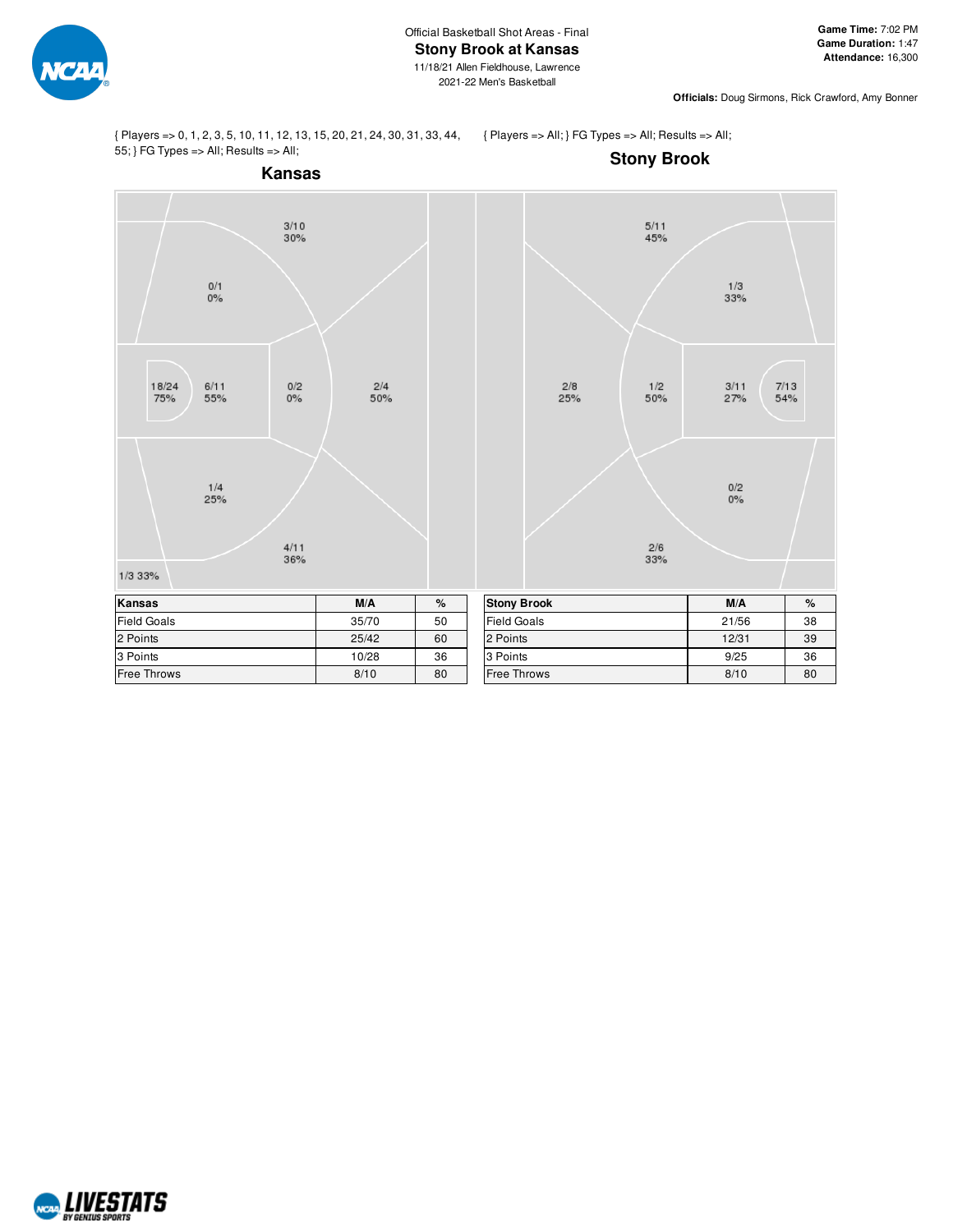Official Basketball Shot Areas - Final

# Stony Brook at Kansas

11/18/21 Allen Fieldhouse, Lawrence

2021-22 Men's Basketball

**Game Time:** 7:02 PM
**Game Duration:** 1:47
**Attendance:** 16,300

**Officials:** Doug Sirmons, Rick Crawford, Amy Bonner

{ Players => 0, 1, 2, 3, 5, 10, 11, 12, 13, 15, 20, 21, 24, 30, 31, 33, 44, 55; } FG Types => All; Results => All;

## Kansas

3/10 30%
0/1 0%
18/24 75%
6/11 55%
0/2 0%
2/4 50%
1/4 25%
4/11 36%
1/3 33%

{ Players => All; } FG Types => All; Results => All;

## Stony Brook

5/11 45%
1/3 33%
2/8 25%
1/2 50%
3/11 27%
7/13 54%
0/2 0%
2/6 33%

| Kansas | M/A | % |
|---|---|---|
| Field Goals | 35/70 | 50 |
| 2 Points | 25/42 | 60 |
| 3 Points | 10/28 | 36 |
| Free Throws | 8/10 | 80 |

| Stony Brook | M/A | % |
|---|---|---|
| Field Goals | 21/56 | 38 |
| 2 Points | 12/31 | 39 |
| 3 Points | 9/25 | 36 |
| Free Throws | 8/10 | 80 |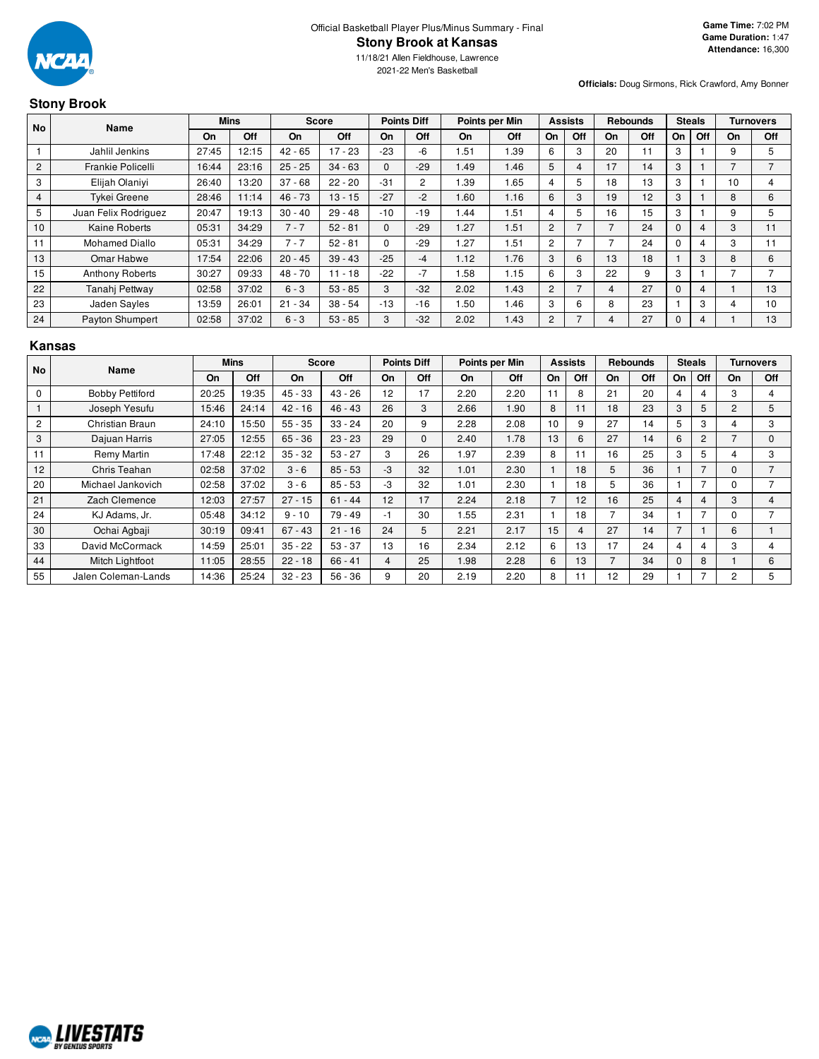Official Basketball Player Plus/Minus Summary - Final

# Stony Brook at Kansas

11/18/21 Allen Fieldhouse, Lawrence
2021-22 Men's Basketball

**Game Time:** 7:02 PM
**Game Duration:** 1:47
**Attendance:** 16,300

**Officials:** Doug Sirmons, Rick Crawford, Amy Bonner

## Stony Brook

| No | Name | Mins | | Score | | Points Diff | | Points per Min | | Assists | | Rebounds | | Steals | | Turnovers | |
|---|---|---|---|---|---|---|---|---|---|---|---|---|---|---|---|---|---|
| | | On | Off | On | Off | On | Off | On | Off | On | Off | On | Off | On | Off | On | Off |
| 1 | Jahlil Jenkins | 27:45 | 12:15 | 42 - 65 | 17 - 23 | -23 | -6 | 1.51 | 1.39 | 6 | 3 | 20 | 11 | 3 | 1 | 9 | 5 |
| 2 | Frankie Policelli | 16:44 | 23:16 | 25 - 25 | 34 - 63 | 0 | -29 | 1.49 | 1.46 | 5 | 4 | 17 | 14 | 3 | 1 | 7 | 7 |
| 3 | Elijah Olaniyi | 26:40 | 13:20 | 37 - 68 | 22 - 20 | -31 | 2 | 1.39 | 1.65 | 4 | 5 | 18 | 13 | 3 | 1 | 10 | 4 |
| 4 | Tykei Greene | 28:46 | 11:14 | 46 - 73 | 13 - 15 | -27 | -2 | 1.60 | 1.16 | 6 | 3 | 19 | 12 | 3 | 1 | 8 | 6 |
| 5 | Juan Felix Rodriguez | 20:47 | 19:13 | 30 - 40 | 29 - 48 | -10 | -19 | 1.44 | 1.51 | 4 | 5 | 16 | 15 | 3 | 1 | 9 | 5 |
| 10 | Kaine Roberts | 05:31 | 34:29 | 7 - 7 | 52 - 81 | 0 | -29 | 1.27 | 1.51 | 2 | 7 | 7 | 24 | 0 | 4 | 3 | 11 |
| 11 | Mohamed Diallo | 05:31 | 34:29 | 7 - 7 | 52 - 81 | 0 | -29 | 1.27 | 1.51 | 2 | 7 | 7 | 24 | 0 | 4 | 3 | 11 |
| 13 | Omar Habwe | 17:54 | 22:06 | 20 - 45 | 39 - 43 | -25 | -4 | 1.12 | 1.76 | 3 | 6 | 13 | 18 | 1 | 3 | 8 | 6 |
| 15 | Anthony Roberts | 30:27 | 09:33 | 48 - 70 | 11 - 18 | -22 | -7 | 1.58 | 1.15 | 6 | 3 | 22 | 9 | 3 | 1 | 7 | 7 |
| 22 | Tanahj Pettway | 02:58 | 37:02 | 6 - 3 | 53 - 85 | 3 | -32 | 2.02 | 1.43 | 2 | 7 | 4 | 27 | 0 | 4 | 1 | 13 |
| 23 | Jaden Sayles | 13:59 | 26:01 | 21 - 34 | 38 - 54 | -13 | -16 | 1.50 | 1.46 | 3 | 6 | 8 | 23 | 1 | 3 | 4 | 10 |
| 24 | Payton Shumpert | 02:58 | 37:02 | 6 - 3 | 53 - 85 | 3 | -32 | 2.02 | 1.43 | 2 | 7 | 4 | 27 | 0 | 4 | 1 | 13 |

## Kansas

| No | Name | Mins | | Score | | Points Diff | | Points per Min | | Assists | | Rebounds | | Steals | | Turnovers | |
|---|---|---|---|---|---|---|---|---|---|---|---|---|---|---|---|---|---|
| | | On | Off | On | Off | On | Off | On | Off | On | Off | On | Off | On | Off | On | Off |
| 0 | Bobby Pettiford | 20:25 | 19:35 | 45 - 33 | 43 - 26 | 12 | 17 | 2.20 | 2.20 | 11 | 8 | 21 | 20 | 4 | 4 | 3 | 4 |
| 1 | Joseph Yesufu | 15:46 | 24:14 | 42 - 16 | 46 - 43 | 26 | 3 | 2.66 | 1.90 | 8 | 11 | 18 | 23 | 3 | 5 | 2 | 5 |
| 2 | Christian Braun | 24:10 | 15:50 | 55 - 35 | 33 - 24 | 20 | 9 | 2.28 | 2.08 | 10 | 9 | 27 | 14 | 5 | 3 | 4 | 3 |
| 3 | Dajuan Harris | 27:05 | 12:55 | 65 - 36 | 23 - 23 | 29 | 0 | 2.40 | 1.78 | 13 | 6 | 27 | 14 | 6 | 2 | 7 | 0 |
| 11 | Remy Martin | 17:48 | 22:12 | 35 - 32 | 53 - 27 | 3 | 26 | 1.97 | 2.39 | 8 | 11 | 16 | 25 | 3 | 5 | 4 | 3 |
| 12 | Chris Teahan | 02:58 | 37:02 | 3 - 6 | 85 - 53 | -3 | 32 | 1.01 | 2.30 | 1 | 18 | 5 | 36 | 1 | 7 | 0 | 7 |
| 20 | Michael Jankovich | 02:58 | 37:02 | 3 - 6 | 85 - 53 | -3 | 32 | 1.01 | 2.30 | 1 | 18 | 5 | 36 | 1 | 7 | 0 | 7 |
| 21 | Zach Clemence | 12:03 | 27:57 | 27 - 15 | 61 - 44 | 12 | 17 | 2.24 | 2.18 | 7 | 12 | 16 | 25 | 4 | 4 | 3 | 4 |
| 24 | KJ Adams, Jr. | 05:48 | 34:12 | 9 - 10 | 79 - 49 | -1 | 30 | 1.55 | 2.31 | 1 | 18 | 7 | 34 | 1 | 7 | 0 | 7 |
| 30 | Ochai Agbaji | 30:19 | 09:41 | 67 - 43 | 21 - 16 | 24 | 5 | 2.21 | 2.17 | 15 | 4 | 27 | 14 | 7 | 1 | 6 | 1 |
| 33 | David McCormack | 14:59 | 25:01 | 35 - 22 | 53 - 37 | 13 | 16 | 2.34 | 2.12 | 6 | 13 | 17 | 24 | 4 | 4 | 3 | 4 |
| 44 | Mitch Lightfoot | 11:05 | 28:55 | 22 - 18 | 66 - 41 | 4 | 25 | 1.98 | 2.28 | 6 | 13 | 7 | 34 | 0 | 8 | 1 | 6 |
| 55 | Jalen Coleman-Lands | 14:36 | 25:24 | 32 - 23 | 56 - 36 | 9 | 20 | 2.19 | 2.20 | 8 | 11 | 12 | 29 | 1 | 7 | 2 | 5 |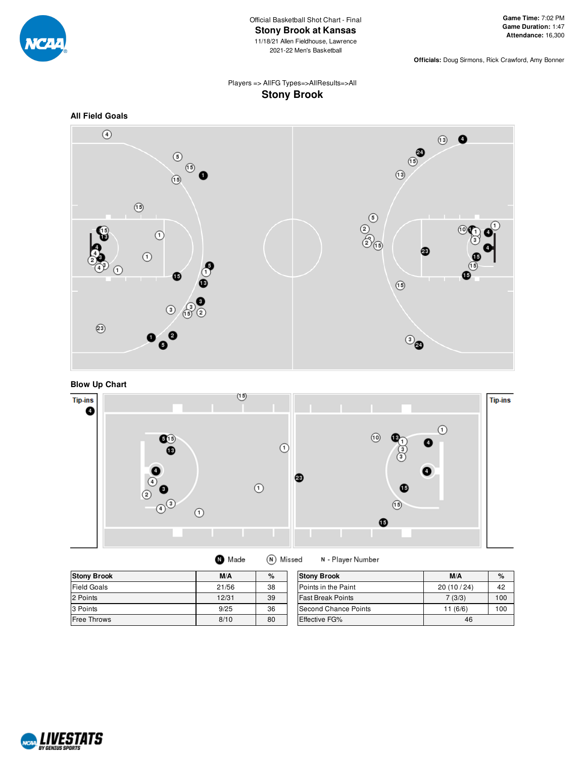Official Basketball Shot Chart - Final

# Stony Brook at Kansas

11/18/21 Allen Fieldhouse, Lawrence

2021-22 Men's Basketball

**Game Time:** 7:02 PM
**Game Duration:** 1:47
**Attendance:** 16,300

**Officials:** Doug Sirmons, Rick Crawford, Amy Bonner

Players => AllFG Types=>AllResults=>All

## Stony Brook

### All Field Goals

### Blow Up Chart

Tip-ins

Tip-ins

Made   Missed   N - Player Number

| Stony Brook | M/A | % |
|---|---|---|
| Field Goals | 21/56 | 38 |
| 2 Points | 12/31 | 39 |
| 3 Points | 9/25 | 36 |
| Free Throws | 8/10 | 80 |

| Stony Brook | M/A | % |
|---|---|---|
| Points in the Paint | 20 (10 / 24) | 42 |
| Fast Break Points | 7 (3/3) | 100 |
| Second Chance Points | 11 (6/6) | 100 |
| Effective FG% | 46 | |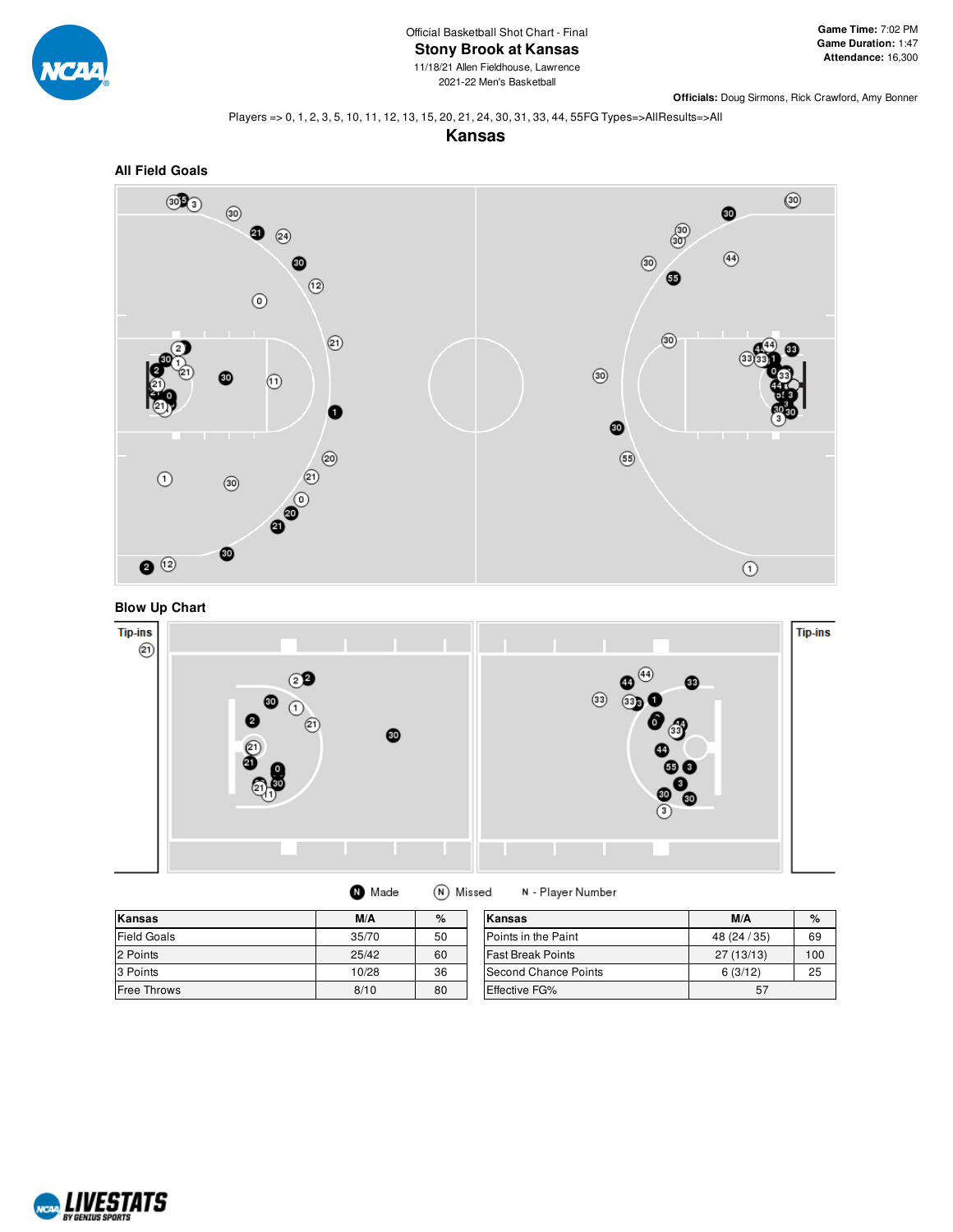Official Basketball Shot Chart - Final

# Stony Brook at Kansas

11/18/21 Allen Fieldhouse, Lawrence

2021-22 Men's Basketball

**Game Time:** 7:02 PM
**Game Duration:** 1:47
**Attendance:** 16,300

**Officials:** Doug Sirmons, Rick Crawford, Amy Bonner

Players => 0, 1, 2, 3, 5, 10, 11, 12, 13, 15, 20, 21, 24, 30, 31, 33, 44, 55FG Types=>AllResults=>All

## Kansas

### All Field Goals

### Blow Up Chart

Tip-ins

Tip-ins

Made    Missed    N - Player Number

| Kansas | M/A | % |
|---|---|---|
| Field Goals | 35/70 | 50 |
| 2 Points | 25/42 | 60 |
| 3 Points | 10/28 | 36 |
| Free Throws | 8/10 | 80 |

| Kansas | M/A | % |
|---|---|---|
| Points in the Paint | 48 (24 / 35) | 69 |
| Fast Break Points | 27 (13/13) | 100 |
| Second Chance Points | 6 (3/12) | 25 |
| Effective FG% | 57 | |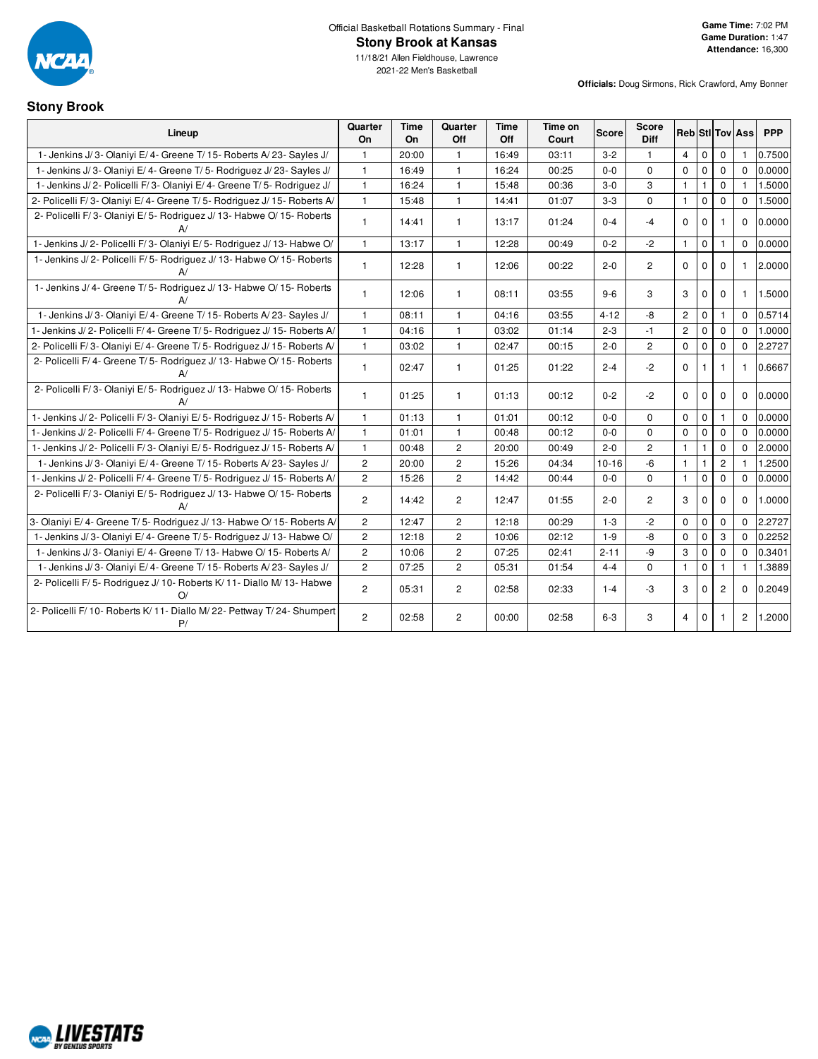Official Basketball Rotations Summary - Final

# Stony Brook at Kansas

11/18/21 Allen Fieldhouse, Lawrence

2021-22 Men's Basketball

**Game Time:** 7:02 PM
**Game Duration:** 1:47
**Attendance:** 16,300

**Officials:** Doug Sirmons, Rick Crawford, Amy Bonner

## Stony Brook

| Lineup | Quarter On | Time On | Quarter Off | Time Off | Time on Court | Score | Score Diff | Reb | Stl | Tov | Ass | PPP |
|---|---|---|---|---|---|---|---|---|---|---|---|---|
| 1- Jenkins J/ 3- Olaniyi E/ 4- Greene T/ 15- Roberts A/ 23- Sayles J/ | 1 | 20:00 | 1 | 16:49 | 03:11 | 3-2 | 1 | 4 | 0 | 0 | 1 | 0.7500 |
| 1- Jenkins J/ 3- Olaniyi E/ 4- Greene T/ 5- Rodriguez J/ 23- Sayles J/ | 1 | 16:49 | 1 | 16:24 | 00:25 | 0-0 | 0 | 0 | 0 | 0 | 0 | 0.0000 |
| 1- Jenkins J/ 2- Policelli F/ 3- Olaniyi E/ 4- Greene T/ 5- Rodriguez J/ | 1 | 16:24 | 1 | 15:48 | 00:36 | 3-0 | 3 | 1 | 1 | 0 | 1 | 1.5000 |
| 2- Policelli F/ 3- Olaniyi E/ 4- Greene T/ 5- Rodriguez J/ 15- Roberts A/ | 1 | 15:48 | 1 | 14:41 | 01:07 | 3-3 | 0 | 1 | 0 | 0 | 0 | 1.5000 |
| 2- Policelli F/ 3- Olaniyi E/ 5- Rodriguez J/ 13- Habwe O/ 15- Roberts A/ | 1 | 14:41 | 1 | 13:17 | 01:24 | 0-4 | -4 | 0 | 0 | 1 | 0 | 0.0000 |
| 1- Jenkins J/ 2- Policelli F/ 3- Olaniyi E/ 5- Rodriguez J/ 13- Habwe O/ | 1 | 13:17 | 1 | 12:28 | 00:49 | 0-2 | -2 | 1 | 0 | 1 | 0 | 0.0000 |
| 1- Jenkins J/ 2- Policelli F/ 5- Rodriguez J/ 13- Habwe O/ 15- Roberts A/ | 1 | 12:28 | 1 | 12:06 | 00:22 | 2-0 | 2 | 0 | 0 | 0 | 1 | 2.0000 |
| 1- Jenkins J/ 4- Greene T/ 5- Rodriguez J/ 13- Habwe O/ 15- Roberts A/ | 1 | 12:06 | 1 | 08:11 | 03:55 | 9-6 | 3 | 3 | 0 | 0 | 1 | 1.5000 |
| 1- Jenkins J/ 3- Olaniyi E/ 4- Greene T/ 15- Roberts A/ 23- Sayles J/ | 1 | 08:11 | 1 | 04:16 | 03:55 | 4-12 | -8 | 2 | 0 | 1 | 0 | 0.5714 |
| 1- Jenkins J/ 2- Policelli F/ 4- Greene T/ 5- Rodriguez J/ 15- Roberts A/ | 1 | 04:16 | 1 | 03:02 | 01:14 | 2-3 | -1 | 2 | 0 | 0 | 0 | 1.0000 |
| 2- Policelli F/ 3- Olaniyi E/ 4- Greene T/ 5- Rodriguez J/ 15- Roberts A/ | 1 | 03:02 | 1 | 02:47 | 00:15 | 2-0 | 2 | 0 | 0 | 0 | 0 | 2.2727 |
| 2- Policelli F/ 4- Greene T/ 5- Rodriguez J/ 13- Habwe O/ 15- Roberts A/ | 1 | 02:47 | 1 | 01:25 | 01:22 | 2-4 | -2 | 0 | 1 | 1 | 1 | 0.6667 |
| 2- Policelli F/ 3- Olaniyi E/ 5- Rodriguez J/ 13- Habwe O/ 15- Roberts A/ | 1 | 01:25 | 1 | 01:13 | 00:12 | 0-2 | -2 | 0 | 0 | 0 | 0 | 0.0000 |
| 1- Jenkins J/ 2- Policelli F/ 3- Olaniyi E/ 5- Rodriguez J/ 15- Roberts A/ | 1 | 01:13 | 1 | 01:01 | 00:12 | 0-0 | 0 | 0 | 0 | 1 | 0 | 0.0000 |
| 1- Jenkins J/ 2- Policelli F/ 4- Greene T/ 5- Rodriguez J/ 15- Roberts A/ | 1 | 01:01 | 1 | 00:48 | 00:12 | 0-0 | 0 | 0 | 0 | 0 | 0 | 0.0000 |
| 1- Jenkins J/ 2- Policelli F/ 3- Olaniyi E/ 5- Rodriguez J/ 15- Roberts A/ | 1 | 00:48 | 2 | 20:00 | 00:49 | 2-0 | 2 | 1 | 1 | 0 | 0 | 2.0000 |
| 1- Jenkins J/ 3- Olaniyi E/ 4- Greene T/ 15- Roberts A/ 23- Sayles J/ | 2 | 20:00 | 2 | 15:26 | 04:34 | 10-16 | -6 | 1 | 1 | 2 | 1 | 1.2500 |
| 1- Jenkins J/ 2- Policelli F/ 4- Greene T/ 5- Rodriguez J/ 15- Roberts A/ | 2 | 15:26 | 2 | 14:42 | 00:44 | 0-0 | 0 | 1 | 0 | 0 | 0 | 0.0000 |
| 2- Policelli F/ 3- Olaniyi E/ 5- Rodriguez J/ 13- Habwe O/ 15- Roberts A/ | 2 | 14:42 | 2 | 12:47 | 01:55 | 2-0 | 2 | 3 | 0 | 0 | 0 | 1.0000 |
| 3- Olaniyi E/ 4- Greene T/ 5- Rodriguez J/ 13- Habwe O/ 15- Roberts A/ | 2 | 12:47 | 2 | 12:18 | 00:29 | 1-3 | -2 | 0 | 0 | 0 | 0 | 2.2727 |
| 1- Jenkins J/ 3- Olaniyi E/ 4- Greene T/ 5- Rodriguez J/ 13- Habwe O/ | 2 | 12:18 | 2 | 10:06 | 02:12 | 1-9 | -8 | 0 | 0 | 3 | 0 | 0.2252 |
| 1- Jenkins J/ 3- Olaniyi E/ 4- Greene T/ 13- Habwe O/ 15- Roberts A/ | 2 | 10:06 | 2 | 07:25 | 02:41 | 2-11 | -9 | 3 | 0 | 0 | 0 | 0.3401 |
| 1- Jenkins J/ 3- Olaniyi E/ 4- Greene T/ 15- Roberts A/ 23- Sayles J/ | 2 | 07:25 | 2 | 05:31 | 01:54 | 4-4 | 0 | 1 | 0 | 1 | 1 | 1.3889 |
| 2- Policelli F/ 5- Rodriguez J/ 10- Roberts K/ 11- Diallo M/ 13- Habwe O/ | 2 | 05:31 | 2 | 02:58 | 02:33 | 1-4 | -3 | 3 | 0 | 2 | 0 | 0.2049 |
| 2- Policelli F/ 10- Roberts K/ 11- Diallo M/ 22- Pettway T/ 24- Shumpert P/ | 2 | 02:58 | 2 | 00:00 | 02:58 | 6-3 | 3 | 4 | 0 | 1 | 2 | 1.2000 |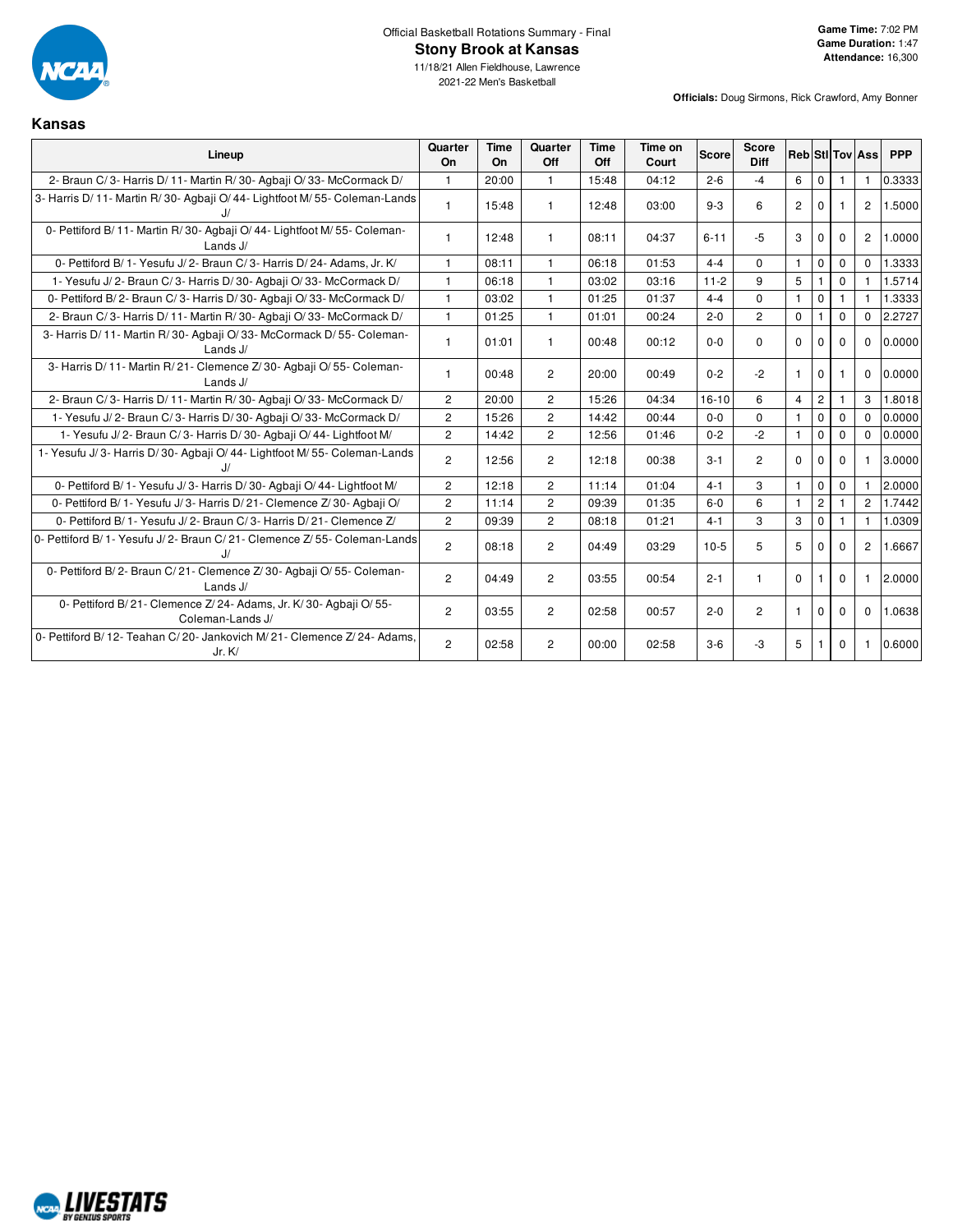Official Basketball Rotations Summary - Final

# Stony Brook at Kansas

11/18/21 Allen Fieldhouse, Lawrence

2021-22 Men's Basketball

**Game Time:** 7:02 PM
**Game Duration:** 1:47
**Attendance:** 16,300

**Officials:** Doug Sirmons, Rick Crawford, Amy Bonner

## Kansas

| Lineup | Quarter On | Time On | Quarter Off | Time Off | Time on Court | Score | Score Diff | Reb | Stl | Tov | Ass | PPP |
|---|---|---|---|---|---|---|---|---|---|---|---|---|
| 2- Braun C/ 3- Harris D/ 11- Martin R/ 30- Agbaji O/ 33- McCormack D/ | 1 | 20:00 | 1 | 15:48 | 04:12 | 2-6 | -4 | 6 | 0 | 1 | 1 | 0.3333 |
| 3- Harris D/ 11- Martin R/ 30- Agbaji O/ 44- Lightfoot M/ 55- Coleman-Lands J/ | 1 | 15:48 | 1 | 12:48 | 03:00 | 9-3 | 6 | 2 | 0 | 1 | 2 | 1.5000 |
| 0- Pettiford B/ 11- Martin R/ 30- Agbaji O/ 44- Lightfoot M/ 55- Coleman-Lands J/ | 1 | 12:48 | 1 | 08:11 | 04:37 | 6-11 | -5 | 3 | 0 | 0 | 2 | 1.0000 |
| 0- Pettiford B/ 1- Yesufu J/ 2- Braun C/ 3- Harris D/ 24- Adams, Jr. K/ | 1 | 08:11 | 1 | 06:18 | 01:53 | 4-4 | 0 | 1 | 0 | 0 | 0 | 1.3333 |
| 1- Yesufu J/ 2- Braun C/ 3- Harris D/ 30- Agbaji O/ 33- McCormack D/ | 1 | 06:18 | 1 | 03:02 | 03:16 | 11-2 | 9 | 5 | 1 | 0 | 1 | 1.5714 |
| 0- Pettiford B/ 2- Braun C/ 3- Harris D/ 30- Agbaji O/ 33- McCormack D/ | 1 | 03:02 | 1 | 01:25 | 01:37 | 4-4 | 0 | 1 | 0 | 1 | 1 | 1.3333 |
| 2- Braun C/ 3- Harris D/ 11- Martin R/ 30- Agbaji O/ 33- McCormack D/ | 1 | 01:25 | 1 | 01:01 | 00:24 | 2-0 | 2 | 0 | 1 | 0 | 0 | 2.2727 |
| 3- Harris D/ 11- Martin R/ 30- Agbaji O/ 33- McCormack D/ 55- Coleman-Lands J/ | 1 | 01:01 | 1 | 00:48 | 00:12 | 0-0 | 0 | 0 | 0 | 0 | 0 | 0.0000 |
| 3- Harris D/ 11- Martin R/ 21- Clemence Z/ 30- Agbaji O/ 55- Coleman-Lands J/ | 1 | 00:48 | 2 | 20:00 | 00:49 | 0-2 | -2 | 1 | 0 | 1 | 0 | 0.0000 |
| 2- Braun C/ 3- Harris D/ 11- Martin R/ 30- Agbaji O/ 33- McCormack D/ | 2 | 20:00 | 2 | 15:26 | 04:34 | 16-10 | 6 | 4 | 2 | 1 | 3 | 1.8018 |
| 1- Yesufu J/ 2- Braun C/ 3- Harris D/ 30- Agbaji O/ 33- McCormack D/ | 2 | 15:26 | 2 | 14:42 | 00:44 | 0-0 | 0 | 1 | 0 | 0 | 0 | 0.0000 |
| 1- Yesufu J/ 2- Braun C/ 3- Harris D/ 30- Agbaji O/ 44- Lightfoot M/ | 2 | 14:42 | 2 | 12:56 | 01:46 | 0-2 | -2 | 1 | 0 | 0 | 0 | 0.0000 |
| 1- Yesufu J/ 3- Harris D/ 30- Agbaji O/ 44- Lightfoot M/ 55- Coleman-Lands J/ | 2 | 12:56 | 2 | 12:18 | 00:38 | 3-1 | 2 | 0 | 0 | 0 | 1 | 3.0000 |
| 0- Pettiford B/ 1- Yesufu J/ 3- Harris D/ 30- Agbaji O/ 44- Lightfoot M/ | 2 | 12:18 | 2 | 11:14 | 01:04 | 4-1 | 3 | 1 | 0 | 0 | 1 | 2.0000 |
| 0- Pettiford B/ 1- Yesufu J/ 3- Harris D/ 21- Clemence Z/ 30- Agbaji O/ | 2 | 11:14 | 2 | 09:39 | 01:35 | 6-0 | 6 | 1 | 2 | 1 | 2 | 1.7442 |
| 0- Pettiford B/ 1- Yesufu J/ 2- Braun C/ 3- Harris D/ 21- Clemence Z/ | 2 | 09:39 | 2 | 08:18 | 01:21 | 4-1 | 3 | 3 | 0 | 1 | 1 | 1.0309 |
| 0- Pettiford B/ 1- Yesufu J/ 2- Braun C/ 21- Clemence Z/ 55- Coleman-Lands J/ | 2 | 08:18 | 2 | 04:49 | 03:29 | 10-5 | 5 | 5 | 0 | 0 | 2 | 1.6667 |
| 0- Pettiford B/ 2- Braun C/ 21- Clemence Z/ 30- Agbaji O/ 55- Coleman-Lands J/ | 2 | 04:49 | 2 | 03:55 | 00:54 | 2-1 | 1 | 0 | 1 | 0 | 1 | 2.0000 |
| 0- Pettiford B/ 21- Clemence Z/ 24- Adams, Jr. K/ 30- Agbaji O/ 55- Coleman-Lands J/ | 2 | 03:55 | 2 | 02:58 | 00:57 | 2-0 | 2 | 1 | 0 | 0 | 0 | 1.0638 |
| 0- Pettiford B/ 12- Teahan C/ 20- Jankovich M/ 21- Clemence Z/ 24- Adams, Jr. K/ | 2 | 02:58 | 2 | 00:00 | 02:58 | 3-6 | -3 | 5 | 1 | 0 | 1 | 0.6000 |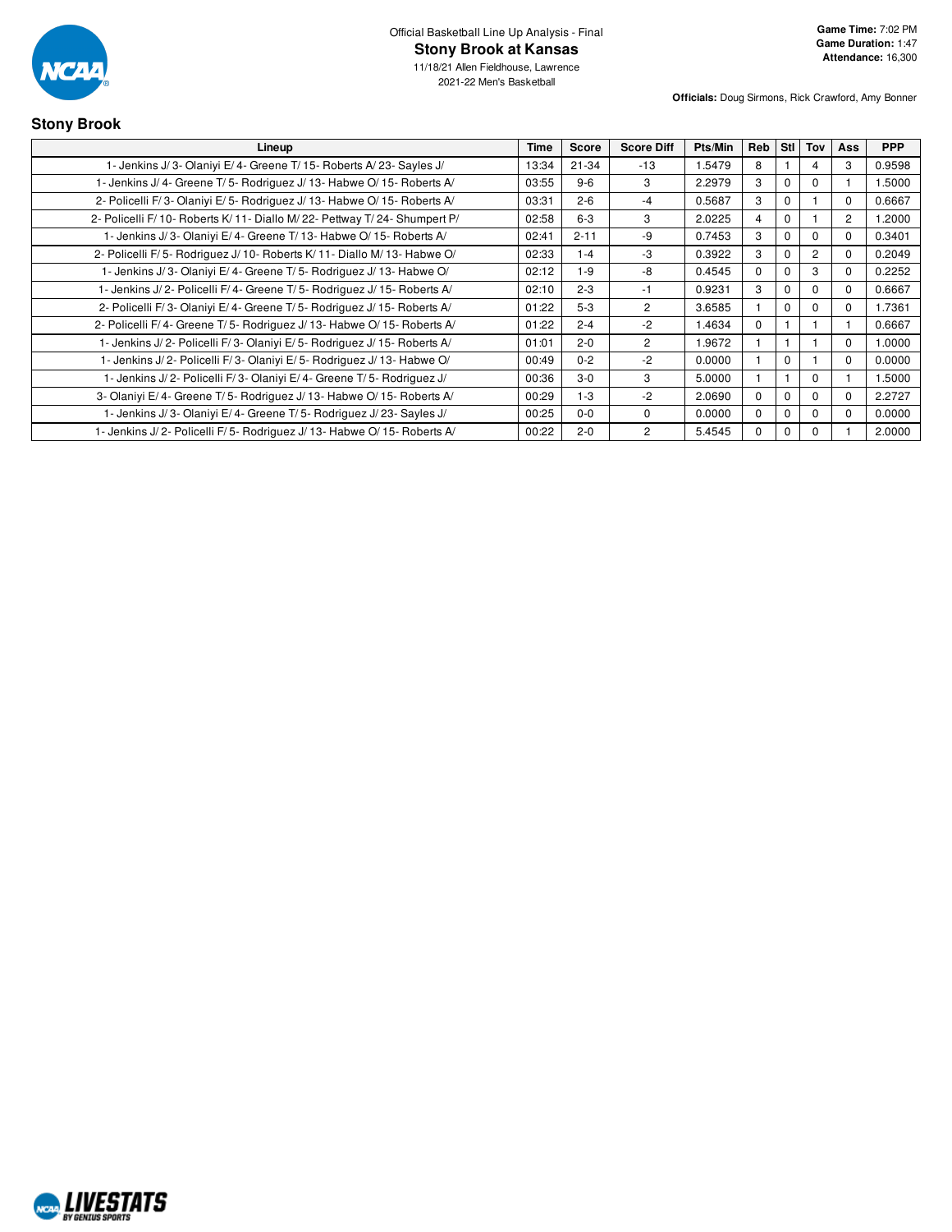Official Basketball Line Up Analysis - Final

# Stony Brook at Kansas

11/18/21 Allen Fieldhouse, Lawrence

2021-22 Men's Basketball

**Game Time:** 7:02 PM
**Game Duration:** 1:47
**Attendance:** 16,300

**Officials:** Doug Sirmons, Rick Crawford, Amy Bonner

## Stony Brook

| Lineup | Time | Score | Score Diff | Pts/Min | Reb | Stl | Tov | Ass | PPP |
|---|---|---|---|---|---|---|---|---|---|
| 1- Jenkins J/ 3- Olaniyi E/ 4- Greene T/ 15- Roberts A/ 23- Sayles J/ | 13:34 | 21-34 | -13 | 1.5479 | 8 | 1 | 4 | 3 | 0.9598 |
| 1- Jenkins J/ 4- Greene T/ 5- Rodriguez J/ 13- Habwe O/ 15- Roberts A/ | 03:55 | 9-6 | 3 | 2.2979 | 3 | 0 | 0 | 1 | 1.5000 |
| 2- Policelli F/ 3- Olaniyi E/ 5- Rodriguez J/ 13- Habwe O/ 15- Roberts A/ | 03:31 | 2-6 | -4 | 0.5687 | 3 | 0 | 1 | 0 | 0.6667 |
| 2- Policelli F/ 10- Roberts K/ 11- Diallo M/ 22- Pettway T/ 24- Shumpert P/ | 02:58 | 6-3 | 3 | 2.0225 | 4 | 0 | 1 | 2 | 1.2000 |
| 1- Jenkins J/ 3- Olaniyi E/ 4- Greene T/ 13- Habwe O/ 15- Roberts A/ | 02:41 | 2-11 | -9 | 0.7453 | 3 | 0 | 0 | 0 | 0.3401 |
| 2- Policelli F/ 5- Rodriguez J/ 10- Roberts K/ 11- Diallo M/ 13- Habwe O/ | 02:33 | 1-4 | -3 | 0.3922 | 3 | 0 | 2 | 0 | 0.2049 |
| 1- Jenkins J/ 3- Olaniyi E/ 4- Greene T/ 5- Rodriguez J/ 13- Habwe O/ | 02:12 | 1-9 | -8 | 0.4545 | 0 | 0 | 3 | 0 | 0.2252 |
| 1- Jenkins J/ 2- Policelli F/ 4- Greene T/ 5- Rodriguez J/ 15- Roberts A/ | 02:10 | 2-3 | -1 | 0.9231 | 3 | 0 | 0 | 0 | 0.6667 |
| 2- Policelli F/ 3- Olaniyi E/ 4- Greene T/ 5- Rodriguez J/ 15- Roberts A/ | 01:22 | 5-3 | 2 | 3.6585 | 1 | 0 | 0 | 0 | 1.7361 |
| 2- Policelli F/ 4- Greene T/ 5- Rodriguez J/ 13- Habwe O/ 15- Roberts A/ | 01:22 | 2-4 | -2 | 1.4634 | 0 | 1 | 1 | 1 | 0.6667 |
| 1- Jenkins J/ 2- Policelli F/ 3- Olaniyi E/ 5- Rodriguez J/ 15- Roberts A/ | 01:01 | 2-0 | 2 | 1.9672 | 1 | 1 | 1 | 0 | 1.0000 |
| 1- Jenkins J/ 2- Policelli F/ 3- Olaniyi E/ 5- Rodriguez J/ 13- Habwe O/ | 00:49 | 0-2 | -2 | 0.0000 | 1 | 0 | 1 | 0 | 0.0000 |
| 1- Jenkins J/ 2- Policelli F/ 3- Olaniyi E/ 4- Greene T/ 5- Rodriguez J/ | 00:36 | 3-0 | 3 | 5.0000 | 1 | 1 | 0 | 1 | 1.5000 |
| 3- Olaniyi E/ 4- Greene T/ 5- Rodriguez J/ 13- Habwe O/ 15- Roberts A/ | 00:29 | 1-3 | -2 | 2.0690 | 0 | 0 | 0 | 0 | 2.2727 |
| 1- Jenkins J/ 3- Olaniyi E/ 4- Greene T/ 5- Rodriguez J/ 23- Sayles J/ | 00:25 | 0-0 | 0 | 0.0000 | 0 | 0 | 0 | 0 | 0.0000 |
| 1- Jenkins J/ 2- Policelli F/ 5- Rodriguez J/ 13- Habwe O/ 15- Roberts A/ | 00:22 | 2-0 | 2 | 5.4545 | 0 | 0 | 0 | 1 | 2.0000 |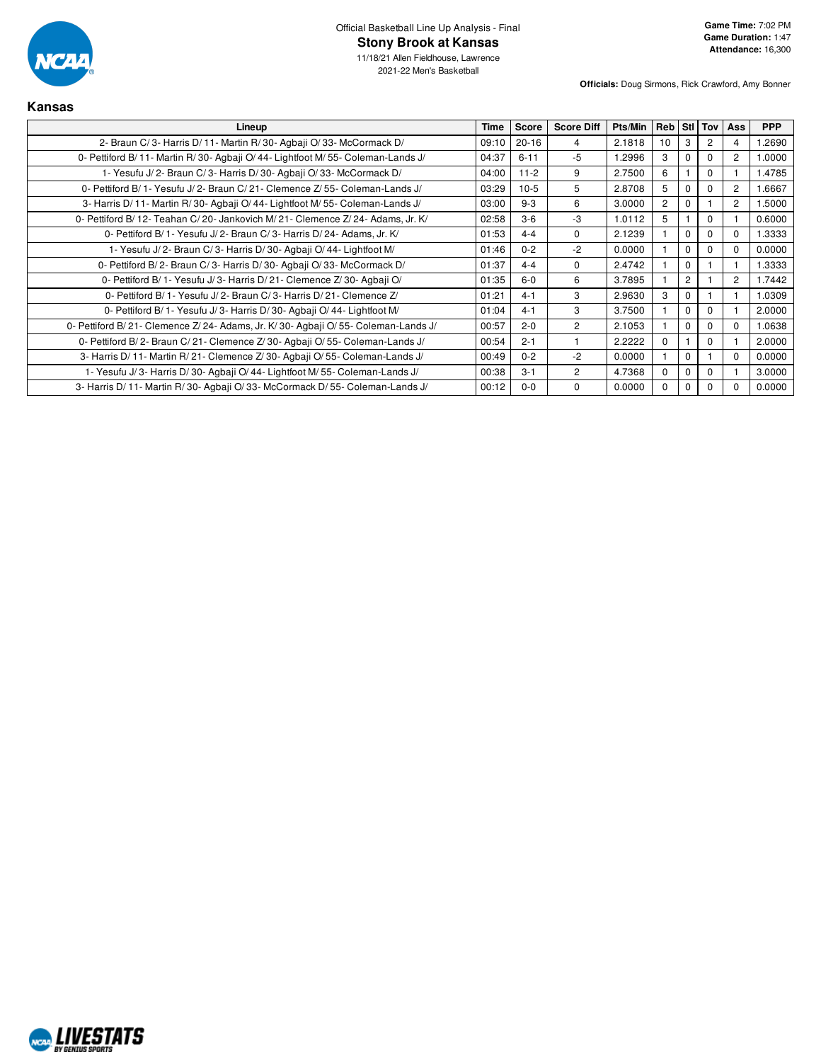Official Basketball Line Up Analysis - Final

# Stony Brook at Kansas

11/18/21 Allen Fieldhouse, Lawrence

2021-22 Men's Basketball

**Game Time:** 7:02 PM
**Game Duration:** 1:47
**Attendance:** 16,300

**Officials:** Doug Sirmons, Rick Crawford, Amy Bonner

## Kansas

| Lineup | Time | Score | Score Diff | Pts/Min | Reb | Stl | Tov | Ass | PPP |
|---|---|---|---|---|---|---|---|---|---|
| 2- Braun C/ 3- Harris D/ 11- Martin R/ 30- Agbaji O/ 33- McCormack D/ | 09:10 | 20-16 | 4 | 2.1818 | 10 | 3 | 2 | 4 | 1.2690 |
| 0- Pettiford B/ 11- Martin R/ 30- Agbaji O/ 44- Lightfoot M/ 55- Coleman-Lands J/ | 04:37 | 6-11 | -5 | 1.2996 | 3 | 0 | 0 | 2 | 1.0000 |
| 1- Yesufu J/ 2- Braun C/ 3- Harris D/ 30- Agbaji O/ 33- McCormack D/ | 04:00 | 11-2 | 9 | 2.7500 | 6 | 1 | 0 | 1 | 1.4785 |
| 0- Pettiford B/ 1- Yesufu J/ 2- Braun C/ 21- Clemence Z/ 55- Coleman-Lands J/ | 03:29 | 10-5 | 5 | 2.8708 | 5 | 0 | 0 | 2 | 1.6667 |
| 3- Harris D/ 11- Martin R/ 30- Agbaji O/ 44- Lightfoot M/ 55- Coleman-Lands J/ | 03:00 | 9-3 | 6 | 3.0000 | 2 | 0 | 1 | 2 | 1.5000 |
| 0- Pettiford B/ 12- Teahan C/ 20- Jankovich M/ 21- Clemence Z/ 24- Adams, Jr. K/ | 02:58 | 3-6 | -3 | 1.0112 | 5 | 1 | 0 | 1 | 0.6000 |
| 0- Pettiford B/ 1- Yesufu J/ 2- Braun C/ 3- Harris D/ 24- Adams, Jr. K/ | 01:53 | 4-4 | 0 | 2.1239 | 1 | 0 | 0 | 0 | 1.3333 |
| 1- Yesufu J/ 2- Braun C/ 3- Harris D/ 30- Agbaji O/ 44- Lightfoot M/ | 01:46 | 0-2 | -2 | 0.0000 | 1 | 0 | 0 | 0 | 0.0000 |
| 0- Pettiford B/ 2- Braun C/ 3- Harris D/ 30- Agbaji O/ 33- McCormack D/ | 01:37 | 4-4 | 0 | 2.4742 | 1 | 0 | 1 | 1 | 1.3333 |
| 0- Pettiford B/ 1- Yesufu J/ 3- Harris D/ 21- Clemence Z/ 30- Agbaji O/ | 01:35 | 6-0 | 6 | 3.7895 | 1 | 2 | 1 | 2 | 1.7442 |
| 0- Pettiford B/ 1- Yesufu J/ 2- Braun C/ 3- Harris D/ 21- Clemence Z/ | 01:21 | 4-1 | 3 | 2.9630 | 3 | 0 | 1 | 1 | 1.0309 |
| 0- Pettiford B/ 1- Yesufu J/ 3- Harris D/ 30- Agbaji O/ 44- Lightfoot M/ | 01:04 | 4-1 | 3 | 3.7500 | 1 | 0 | 0 | 1 | 2.0000 |
| 0- Pettiford B/ 21- Clemence Z/ 24- Adams, Jr. K/ 30- Agbaji O/ 55- Coleman-Lands J/ | 00:57 | 2-0 | 2 | 2.1053 | 1 | 0 | 0 | 0 | 1.0638 |
| 0- Pettiford B/ 2- Braun C/ 21- Clemence Z/ 30- Agbaji O/ 55- Coleman-Lands J/ | 00:54 | 2-1 | 1 | 2.2222 | 0 | 1 | 0 | 1 | 2.0000 |
| 3- Harris D/ 11- Martin R/ 21- Clemence Z/ 30- Agbaji O/ 55- Coleman-Lands J/ | 00:49 | 0-2 | -2 | 0.0000 | 1 | 0 | 1 | 0 | 0.0000 |
| 1- Yesufu J/ 3- Harris D/ 30- Agbaji O/ 44- Lightfoot M/ 55- Coleman-Lands J/ | 00:38 | 3-1 | 2 | 4.7368 | 0 | 0 | 0 | 1 | 3.0000 |
| 3- Harris D/ 11- Martin R/ 30- Agbaji O/ 33- McCormack D/ 55- Coleman-Lands J/ | 00:12 | 0-0 | 0 | 0.0000 | 0 | 0 | 0 | 0 | 0.0000 |